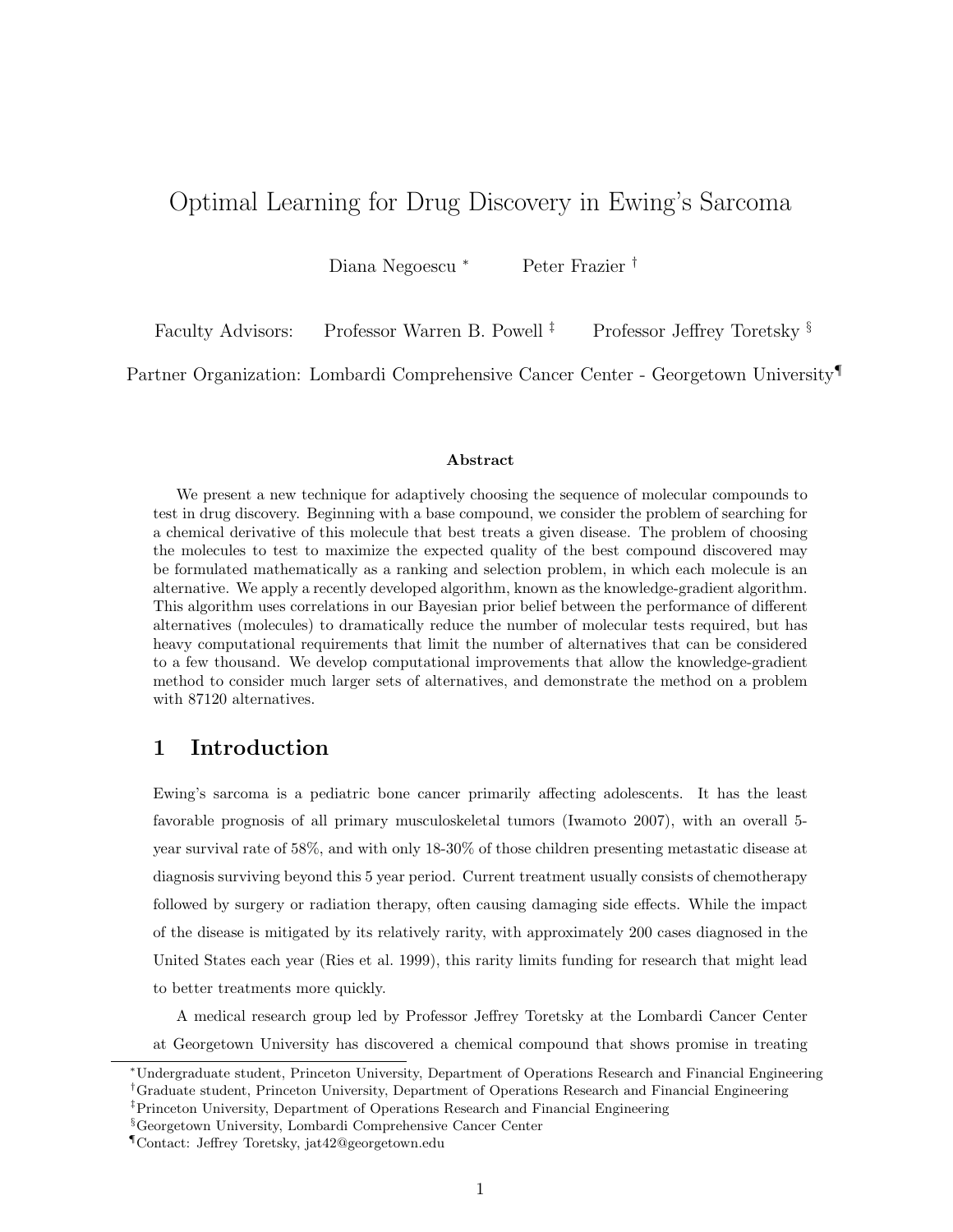# Optimal Learning for Drug Discovery in Ewing's Sarcoma

Diana Negoescu [*] Peter Frazier [†]

Faculty Advisors: Professor Warren B. Powell [‡] Professor Jeffrey Toretsky [§]

Partner Organization: Lombardi Comprehensive Cancer Center - Georgetown University[¶]

**Abstract**

We present a new technique for adaptively choosing the sequence of molecular compounds to test in drug discovery. Beginning with a base compound, we consider the problem of searching for a chemical derivative of this molecule that best treats a given disease. The problem of choosing the molecules to test to maximize the expected quality of the best compound discovered may be formulated mathematically as a ranking and selection problem, in which each molecule is an alternative. We apply a recently developed algorithm, known as the knowledge-gradient algorithm. This algorithm uses correlations in our Bayesian prior belief between the performance of different alternatives (molecules) to dramatically reduce the number of molecular tests required, but has heavy computational requirements that limit the number of alternatives that can be considered to a few thousand. We develop computational improvements that allow the knowledge-gradient method to consider much larger sets of alternatives, and demonstrate the method on a problem with 87120 alternatives.

## 1 Introduction

Ewing's sarcoma is a pediatric bone cancer primarily affecting adolescents. It has the least favorable prognosis of all primary musculoskeletal tumors (Iwamoto 2007), with an overall 5-year survival rate of 58%, and with only 18-30% of those children presenting metastatic disease at diagnosis surviving beyond this 5 year period. Current treatment usually consists of chemotherapy followed by surgery or radiation therapy, often causing damaging side effects. While the impact of the disease is mitigated by its relatively rarity, with approximately 200 cases diagnosed in the United States each year (Ries et al. 1999), this rarity limits funding for research that might lead to better treatments more quickly.

A medical research group led by Professor Jeffrey Toretsky at the Lombardi Cancer Center at Georgetown University has discovered a chemical compound that shows promise in treating

[*]Undergraduate student, Princeton University, Department of Operations Research and Financial Engineering
[†]Graduate student, Princeton University, Department of Operations Research and Financial Engineering
[‡]Princeton University, Department of Operations Research and Financial Engineering
[§]Georgetown University, Lombardi Comprehensive Cancer Center
[¶]Contact: Jeffrey Toretsky, jat42@georgetown.edu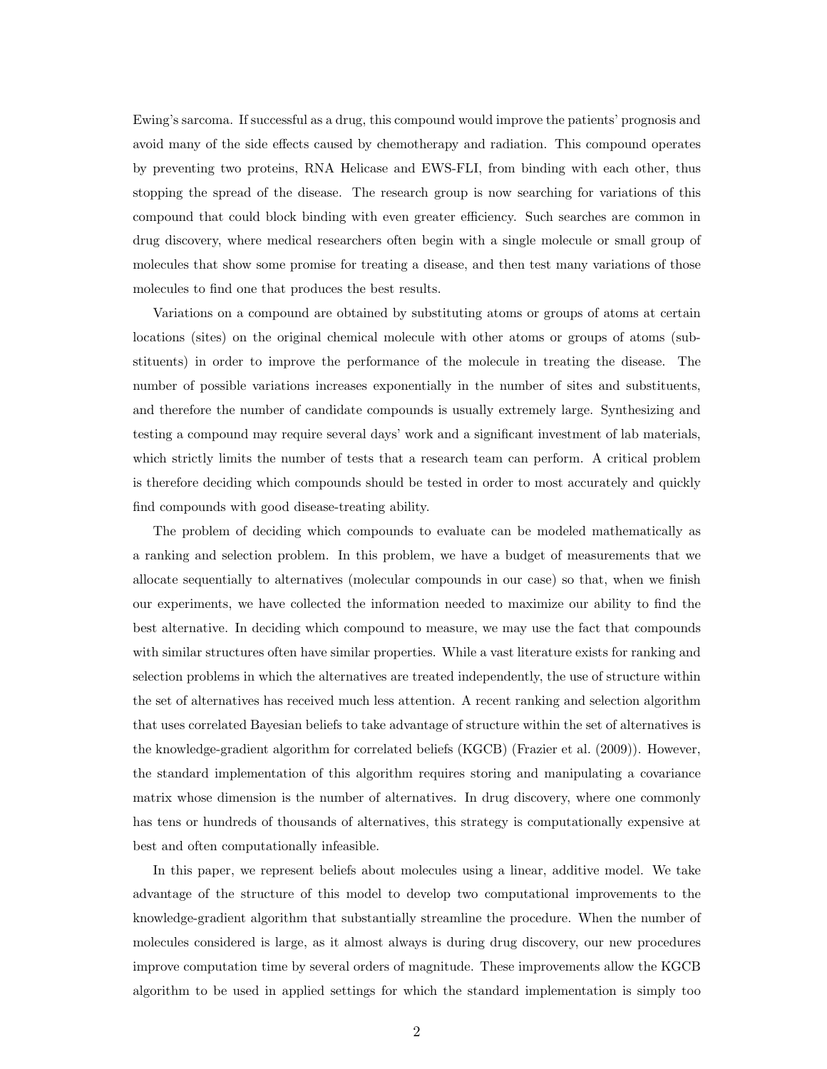Ewing's sarcoma. If successful as a drug, this compound would improve the patients' prognosis and avoid many of the side effects caused by chemotherapy and radiation. This compound operates by preventing two proteins, RNA Helicase and EWS-FLI, from binding with each other, thus stopping the spread of the disease. The research group is now searching for variations of this compound that could block binding with even greater efficiency. Such searches are common in drug discovery, where medical researchers often begin with a single molecule or small group of molecules that show some promise for treating a disease, and then test many variations of those molecules to find one that produces the best results.

Variations on a compound are obtained by substituting atoms or groups of atoms at certain locations (sites) on the original chemical molecule with other atoms or groups of atoms (substituents) in order to improve the performance of the molecule in treating the disease. The number of possible variations increases exponentially in the number of sites and substituents, and therefore the number of candidate compounds is usually extremely large. Synthesizing and testing a compound may require several days' work and a significant investment of lab materials, which strictly limits the number of tests that a research team can perform. A critical problem is therefore deciding which compounds should be tested in order to most accurately and quickly find compounds with good disease-treating ability.

The problem of deciding which compounds to evaluate can be modeled mathematically as a ranking and selection problem. In this problem, we have a budget of measurements that we allocate sequentially to alternatives (molecular compounds in our case) so that, when we finish our experiments, we have collected the information needed to maximize our ability to find the best alternative. In deciding which compound to measure, we may use the fact that compounds with similar structures often have similar properties. While a vast literature exists for ranking and selection problems in which the alternatives are treated independently, the use of structure within the set of alternatives has received much less attention. A recent ranking and selection algorithm that uses correlated Bayesian beliefs to take advantage of structure within the set of alternatives is the knowledge-gradient algorithm for correlated beliefs (KGCB) (Frazier et al. (2009)). However, the standard implementation of this algorithm requires storing and manipulating a covariance matrix whose dimension is the number of alternatives. In drug discovery, where one commonly has tens or hundreds of thousands of alternatives, this strategy is computationally expensive at best and often computationally infeasible.

In this paper, we represent beliefs about molecules using a linear, additive model. We take advantage of the structure of this model to develop two computational improvements to the knowledge-gradient algorithm that substantially streamline the procedure. When the number of molecules considered is large, as it almost always is during drug discovery, our new procedures improve computation time by several orders of magnitude. These improvements allow the KGCB algorithm to be used in applied settings for which the standard implementation is simply too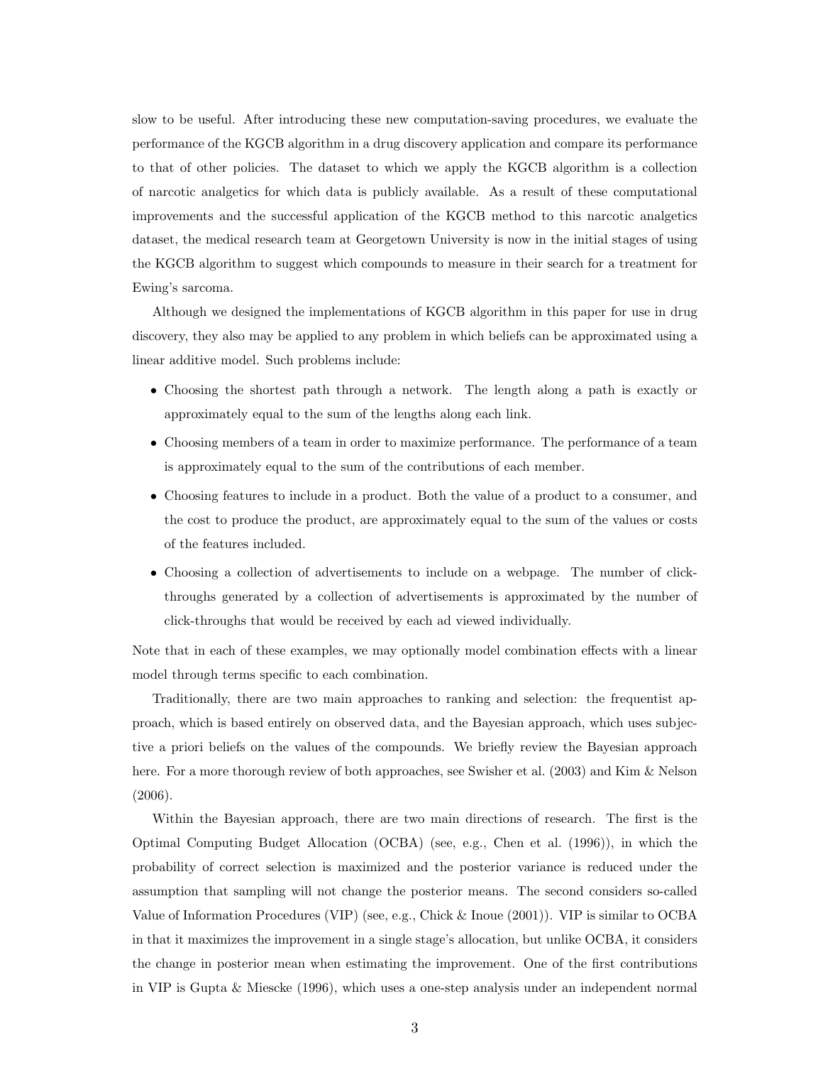slow to be useful. After introducing these new computation-saving procedures, we evaluate the performance of the KGCB algorithm in a drug discovery application and compare its performance to that of other policies. The dataset to which we apply the KGCB algorithm is a collection of narcotic analgetics for which data is publicly available. As a result of these computational improvements and the successful application of the KGCB method to this narcotic analgetics dataset, the medical research team at Georgetown University is now in the initial stages of using the KGCB algorithm to suggest which compounds to measure in their search for a treatment for Ewing's sarcoma.

Although we designed the implementations of KGCB algorithm in this paper for use in drug discovery, they also may be applied to any problem in which beliefs can be approximated using a linear additive model. Such problems include:

- Choosing the shortest path through a network. The length along a path is exactly or approximately equal to the sum of the lengths along each link.
- Choosing members of a team in order to maximize performance. The performance of a team is approximately equal to the sum of the contributions of each member.
- Choosing features to include in a product. Both the value of a product to a consumer, and the cost to produce the product, are approximately equal to the sum of the values or costs of the features included.
- Choosing a collection of advertisements to include on a webpage. The number of click-throughs generated by a collection of advertisements is approximated by the number of click-throughs that would be received by each ad viewed individually.

Note that in each of these examples, we may optionally model combination effects with a linear model through terms specific to each combination.

Traditionally, there are two main approaches to ranking and selection: the frequentist approach, which is based entirely on observed data, and the Bayesian approach, which uses subjective a priori beliefs on the values of the compounds. We briefly review the Bayesian approach here. For a more thorough review of both approaches, see Swisher et al. (2003) and Kim & Nelson (2006).

Within the Bayesian approach, there are two main directions of research. The first is the Optimal Computing Budget Allocation (OCBA) (see, e.g., Chen et al. (1996)), in which the probability of correct selection is maximized and the posterior variance is reduced under the assumption that sampling will not change the posterior means. The second considers so-called Value of Information Procedures (VIP) (see, e.g., Chick & Inoue (2001)). VIP is similar to OCBA in that it maximizes the improvement in a single stage's allocation, but unlike OCBA, it considers the change in posterior mean when estimating the improvement. One of the first contributions in VIP is Gupta & Miescke (1996), which uses a one-step analysis under an independent normal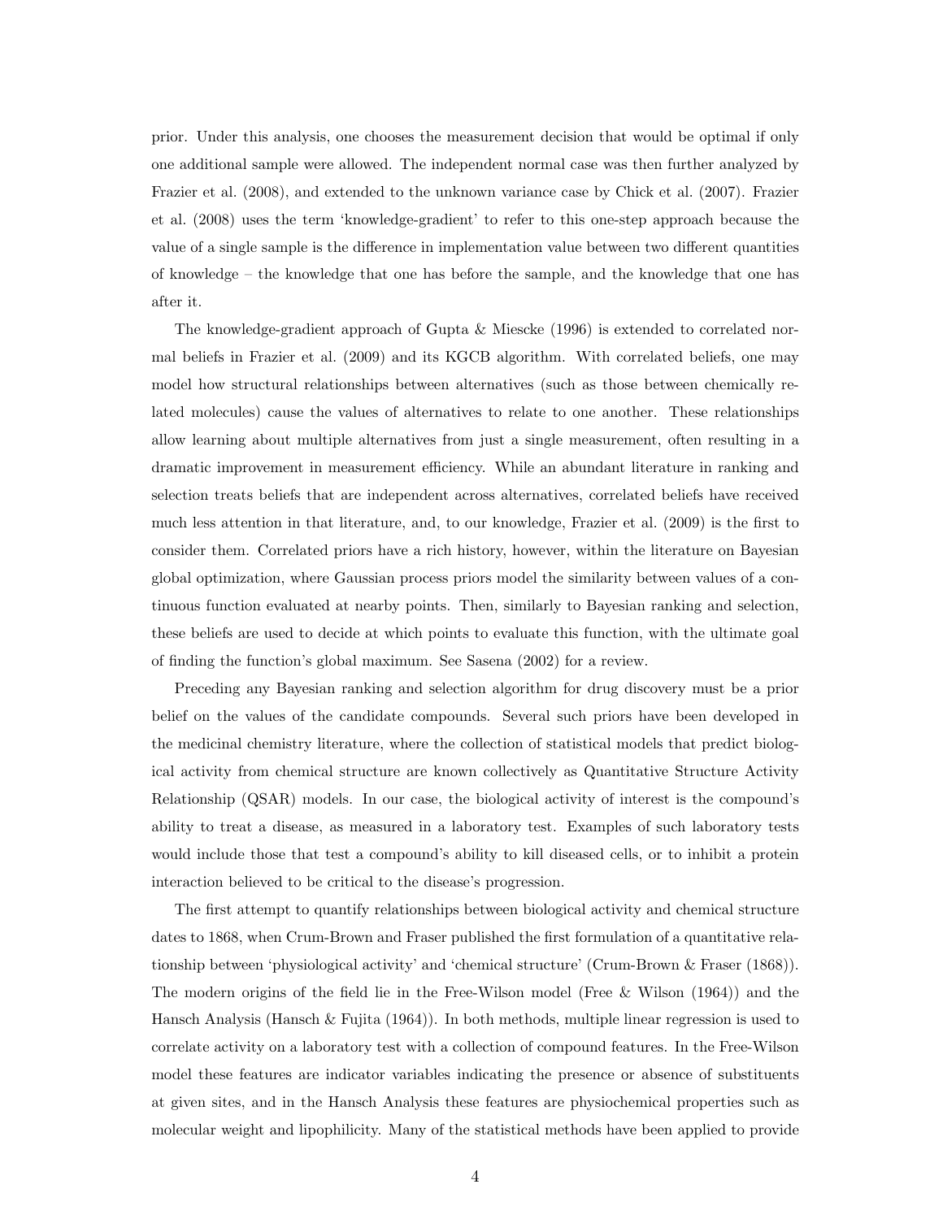prior. Under this analysis, one chooses the measurement decision that would be optimal if only one additional sample were allowed. The independent normal case was then further analyzed by Frazier et al. (2008), and extended to the unknown variance case by Chick et al. (2007). Frazier et al. (2008) uses the term 'knowledge-gradient' to refer to this one-step approach because the value of a single sample is the difference in implementation value between two different quantities of knowledge – the knowledge that one has before the sample, and the knowledge that one has after it.

The knowledge-gradient approach of Gupta & Miescke (1996) is extended to correlated normal beliefs in Frazier et al. (2009) and its KGCB algorithm. With correlated beliefs, one may model how structural relationships between alternatives (such as those between chemically related molecules) cause the values of alternatives to relate to one another. These relationships allow learning about multiple alternatives from just a single measurement, often resulting in a dramatic improvement in measurement efficiency. While an abundant literature in ranking and selection treats beliefs that are independent across alternatives, correlated beliefs have received much less attention in that literature, and, to our knowledge, Frazier et al. (2009) is the first to consider them. Correlated priors have a rich history, however, within the literature on Bayesian global optimization, where Gaussian process priors model the similarity between values of a continuous function evaluated at nearby points. Then, similarly to Bayesian ranking and selection, these beliefs are used to decide at which points to evaluate this function, with the ultimate goal of finding the function's global maximum. See Sasena (2002) for a review.

Preceding any Bayesian ranking and selection algorithm for drug discovery must be a prior belief on the values of the candidate compounds. Several such priors have been developed in the medicinal chemistry literature, where the collection of statistical models that predict biological activity from chemical structure are known collectively as Quantitative Structure Activity Relationship (QSAR) models. In our case, the biological activity of interest is the compound's ability to treat a disease, as measured in a laboratory test. Examples of such laboratory tests would include those that test a compound's ability to kill diseased cells, or to inhibit a protein interaction believed to be critical to the disease's progression.

The first attempt to quantify relationships between biological activity and chemical structure dates to 1868, when Crum-Brown and Fraser published the first formulation of a quantitative relationship between 'physiological activity' and 'chemical structure' (Crum-Brown & Fraser (1868)). The modern origins of the field lie in the Free-Wilson model (Free & Wilson (1964)) and the Hansch Analysis (Hansch & Fujita (1964)). In both methods, multiple linear regression is used to correlate activity on a laboratory test with a collection of compound features. In the Free-Wilson model these features are indicator variables indicating the presence or absence of substituents at given sites, and in the Hansch Analysis these features are physiochemical properties such as molecular weight and lipophilicity. Many of the statistical methods have been applied to provide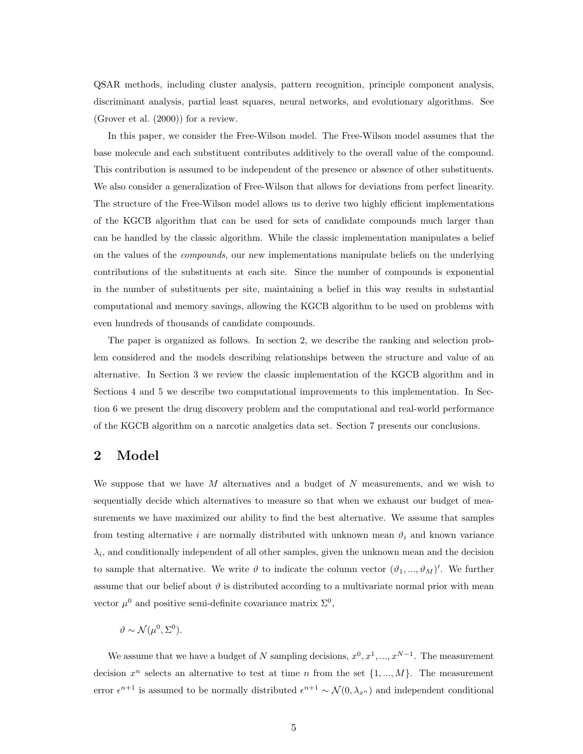QSAR methods, including cluster analysis, pattern recognition, principle component analysis, discriminant analysis, partial least squares, neural networks, and evolutionary algorithms. See (Grover et al. (2000)) for a review.

In this paper, we consider the Free-Wilson model. The Free-Wilson model assumes that the base molecule and each substituent contributes additively to the overall value of the compound. This contribution is assumed to be independent of the presence or absence of other substituents. We also consider a generalization of Free-Wilson that allows for deviations from perfect linearity. The structure of the Free-Wilson model allows us to derive two highly efficient implementations of the KGCB algorithm that can be used for sets of candidate compounds much larger than can be handled by the classic algorithm. While the classic implementation manipulates a belief on the values of the *compounds*, our new implementations manipulate beliefs on the underlying contributions of the substituents at each site. Since the number of compounds is exponential in the number of substituents per site, maintaining a belief in this way results in substantial computational and memory savings, allowing the KGCB algorithm to be used on problems with even hundreds of thousands of candidate compounds.

The paper is organized as follows. In section 2, we describe the ranking and selection problem considered and the models describing relationships between the structure and value of an alternative. In Section 3 we review the classic implementation of the KGCB algorithm and in Sections 4 and 5 we describe two computational improvements to this implementation. In Section 6 we present the drug discovery problem and the computational and real-world performance of the KGCB algorithm on a narcotic analgetics data set. Section 7 presents our conclusions.

## 2 Model

We suppose that we have $M$ alternatives and a budget of $N$ measurements, and we wish to sequentially decide which alternatives to measure so that when we exhaust our budget of measurements we have maximized our ability to find the best alternative. We assume that samples from testing alternative $i$ are normally distributed with unknown mean $\vartheta_i$ and known variance $\lambda_i$, and conditionally independent of all other samples, given the unknown mean and the decision to sample that alternative. We write $\vartheta$ to indicate the column vector $(\vartheta_1, ..., \vartheta_M)'$. We further assume that our belief about $\vartheta$ is distributed according to a multivariate normal prior with mean vector $\mu^0$ and positive semi-definite covariance matrix $\Sigma^0$,

$$\vartheta \sim \mathcal{N}(\mu^0, \Sigma^0).$$

We assume that we have a budget of $N$ sampling decisions, $x^0, x^1, ..., x^{N-1}$. The measurement decision $x^n$ selects an alternative to test at time $n$ from the set $\{1, ..., M\}$. The measurement error $\epsilon^{n+1}$ is assumed to be normally distributed $\epsilon^{n+1} \sim \mathcal{N}(0, \lambda_{x^n})$ and independent conditional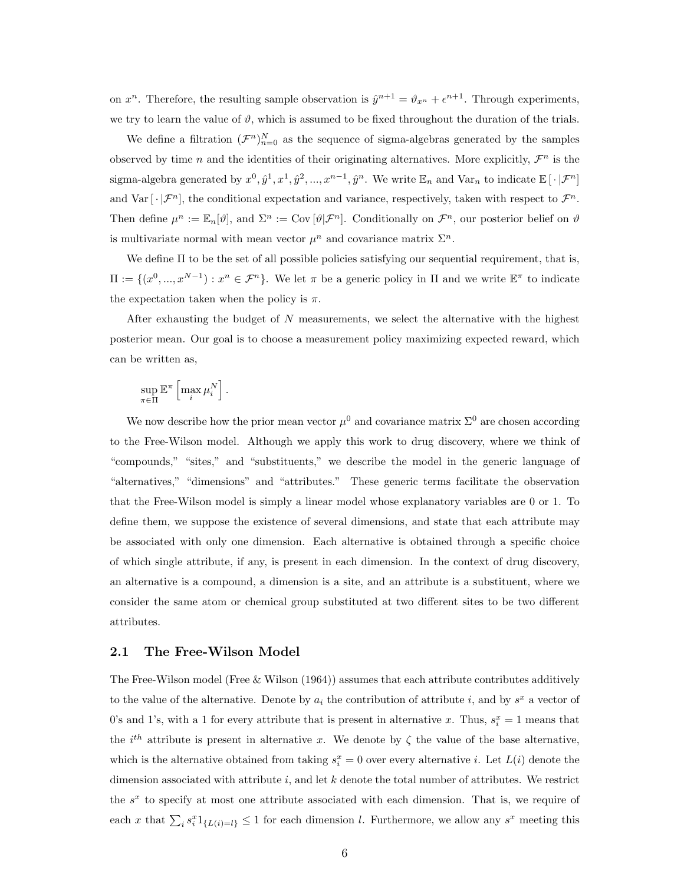on $x^n$. Therefore, the resulting sample observation is $\hat{y}^{n+1} = \vartheta_{x^n} + \epsilon^{n+1}$. Through experiments, we try to learn the value of $\vartheta$, which is assumed to be fixed throughout the duration of the trials.

We define a filtration $(\mathcal{F}^n)_{n=0}^N$ as the sequence of sigma-algebras generated by the samples observed by time $n$ and the identities of their originating alternatives. More explicitly, $\mathcal{F}^n$ is the sigma-algebra generated by $x^0, \hat{y}^1, x^1, \hat{y}^2, ..., x^{n-1}, \hat{y}^n$. We write $\mathbb{E}_n$ and $\text{Var}_n$ to indicate $\mathbb{E}\left[\,\cdot\,|\mathcal{F}^n\right]$ and $\text{Var}\left[\,\cdot\,|\mathcal{F}^n\right]$, the conditional expectation and variance, respectively, taken with respect to $\mathcal{F}^n$. Then define $\mu^n := \mathbb{E}_n[\vartheta]$, and $\Sigma^n := \text{Cov}\left[\vartheta|\mathcal{F}^n\right]$. Conditionally on $\mathcal{F}^n$, our posterior belief on $\vartheta$ is multivariate normal with mean vector $\mu^n$ and covariance matrix $\Sigma^n$.

We define $\Pi$ to be the set of all possible policies satisfying our sequential requirement, that is, $\Pi := \{(x^0, ..., x^{N-1}) : x^n \in \mathcal{F}^n\}$. We let $\pi$ be a generic policy in $\Pi$ and we write $\mathbb{E}^\pi$ to indicate the expectation taken when the policy is $\pi$.

After exhausting the budget of $N$ measurements, we select the alternative with the highest posterior mean. Our goal is to choose a measurement policy maximizing expected reward, which can be written as,

$$\sup_{\pi \in \Pi} \mathbb{E}^\pi \left[\max_i \mu_i^N\right].$$

We now describe how the prior mean vector $\mu^0$ and covariance matrix $\Sigma^0$ are chosen according to the Free-Wilson model. Although we apply this work to drug discovery, where we think of "compounds," "sites," and "substituents," we describe the model in the generic language of "alternatives," "dimensions" and "attributes." These generic terms facilitate the observation that the Free-Wilson model is simply a linear model whose explanatory variables are 0 or 1. To define them, we suppose the existence of several dimensions, and state that each attribute may be associated with only one dimension. Each alternative is obtained through a specific choice of which single attribute, if any, is present in each dimension. In the context of drug discovery, an alternative is a compound, a dimension is a site, and an attribute is a substituent, where we consider the same atom or chemical group substituted at two different sites to be two different attributes.

## 2.1 The Free-Wilson Model

The Free-Wilson model (Free & Wilson (1964)) assumes that each attribute contributes additively to the value of the alternative. Denote by $a_i$ the contribution of attribute $i$, and by $s^x$ a vector of 0's and 1's, with a 1 for every attribute that is present in alternative $x$. Thus, $s_i^x = 1$ means that the $i^{th}$ attribute is present in alternative $x$. We denote by $\zeta$ the value of the base alternative, which is the alternative obtained from taking $s_i^x = 0$ over every alternative $i$. Let $L(i)$ denote the dimension associated with attribute $i$, and let $k$ denote the total number of attributes. We restrict the $s^x$ to specify at most one attribute associated with each dimension. That is, we require of each $x$ that $\sum_i s_i^x 1_{\{L(i)=l\}} \leq 1$ for each dimension $l$. Furthermore, we allow any $s^x$ meeting this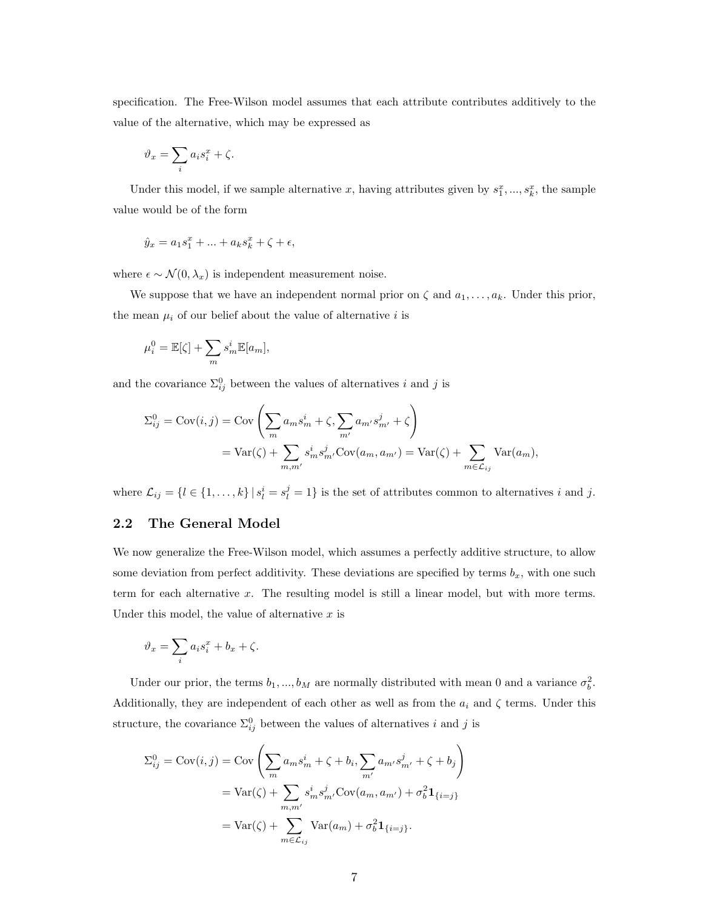specification. The Free-Wilson model assumes that each attribute contributes additively to the value of the alternative, which may be expressed as

$$\vartheta_x = \sum_i a_i s_i^x + \zeta.$$

Under this model, if we sample alternative $x$, having attributes given by $s_1^x, ..., s_k^x$, the sample value would be of the form

$$\hat{y}_x = a_1 s_1^x + ... + a_k s_k^x + \zeta + \epsilon,$$

where $\epsilon \sim \mathcal{N}(0, \lambda_x)$ is independent measurement noise.

We suppose that we have an independent normal prior on $\zeta$ and $a_1, \ldots, a_k$. Under this prior, the mean $\mu_i$ of our belief about the value of alternative $i$ is

$$\mu_i^0 = \mathbb{E}[\zeta] + \sum_m s_m^i \mathbb{E}[a_m],$$

and the covariance $\Sigma_{ij}^0$ between the values of alternatives $i$ and $j$ is

$$\begin{aligned}
\Sigma_{ij}^0 = \text{Cov}(i,j) &= \text{Cov}\left(\sum_m a_m s_m^i + \zeta, \sum_{m'} a_{m'} s_{m'}^j + \zeta\right) \\
&= \text{Var}(\zeta) + \sum_{m,m'} s_m^i s_{m'}^j \text{Cov}(a_m, a_{m'}) = \text{Var}(\zeta) + \sum_{m \in \mathcal{L}_{ij}} \text{Var}(a_m),
\end{aligned}$$

where $\mathcal{L}_{ij} = \{l \in \{1, \ldots, k\} \mid s_l^i = s_l^j = 1\}$ is the set of attributes common to alternatives $i$ and $j$.

## 2.2 The General Model

We now generalize the Free-Wilson model, which assumes a perfectly additive structure, to allow some deviation from perfect additivity. These deviations are specified by terms $b_x$, with one such term for each alternative $x$. The resulting model is still a linear model, but with more terms. Under this model, the value of alternative $x$ is

$$\vartheta_x = \sum_i a_i s_i^x + b_x + \zeta.$$

Under our prior, the terms $b_1, ..., b_M$ are normally distributed with mean 0 and a variance $\sigma_b^2$. Additionally, they are independent of each other as well as from the $a_i$ and $\zeta$ terms. Under this structure, the covariance $\Sigma_{ij}^0$ between the values of alternatives $i$ and $j$ is

$$\begin{aligned}
\Sigma_{ij}^0 = \text{Cov}(i,j) &= \text{Cov}\left(\sum_m a_m s_m^i + \zeta + b_i, \sum_{m'} a_{m'} s_{m'}^j + \zeta + b_j\right) \\
&= \text{Var}(\zeta) + \sum_{m,m'} s_m^i s_{m'}^j \text{Cov}(a_m, a_{m'}) + \sigma_b^2 \mathbf{1}_{\{i=j\}} \\
&= \text{Var}(\zeta) + \sum_{m \in \mathcal{L}_{ij}} \text{Var}(a_m) + \sigma_b^2 \mathbf{1}_{\{i=j\}}.
\end{aligned}$$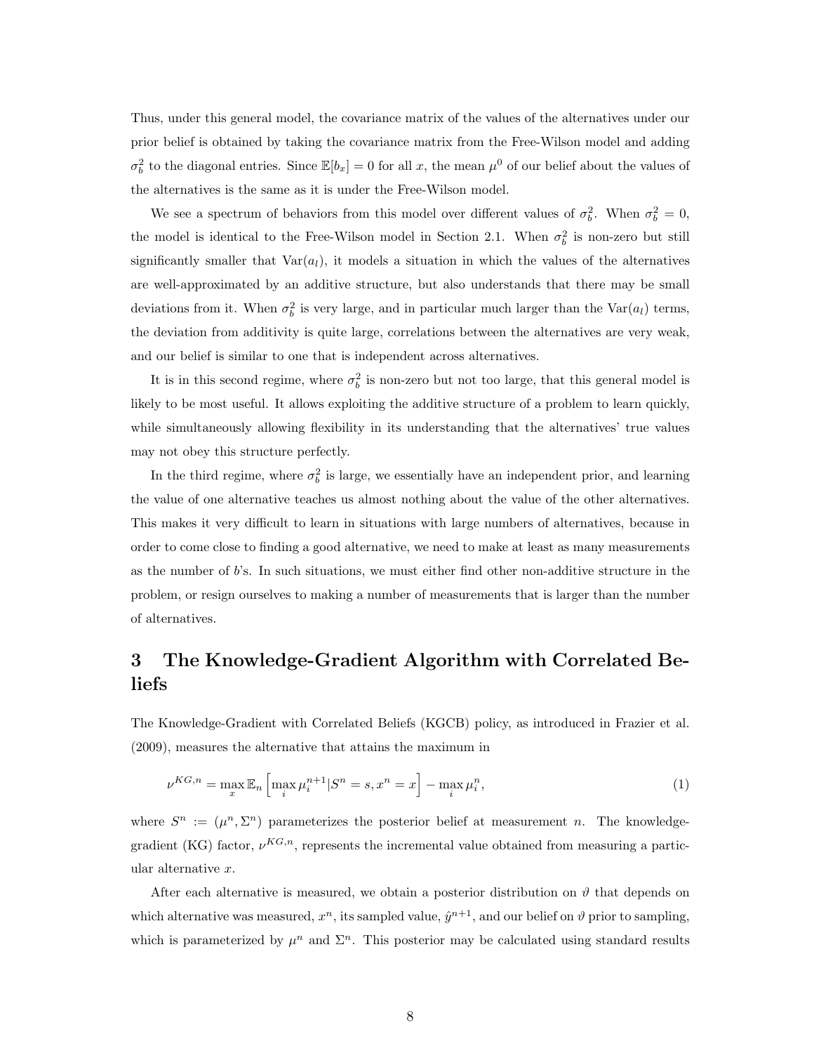Thus, under this general model, the covariance matrix of the values of the alternatives under our prior belief is obtained by taking the covariance matrix from the Free-Wilson model and adding $\sigma_b^2$ to the diagonal entries. Since $\mathbb{E}[b_x] = 0$ for all $x$, the mean $\mu^0$ of our belief about the values of the alternatives is the same as it is under the Free-Wilson model.

We see a spectrum of behaviors from this model over different values of $\sigma_b^2$. When $\sigma_b^2 = 0$, the model is identical to the Free-Wilson model in Section 2.1. When $\sigma_b^2$ is non-zero but still significantly smaller that $\text{Var}(a_l)$, it models a situation in which the values of the alternatives are well-approximated by an additive structure, but also understands that there may be small deviations from it. When $\sigma_b^2$ is very large, and in particular much larger than the $\text{Var}(a_l)$ terms, the deviation from additivity is quite large, correlations between the alternatives are very weak, and our belief is similar to one that is independent across alternatives.

It is in this second regime, where $\sigma_b^2$ is non-zero but not too large, that this general model is likely to be most useful. It allows exploiting the additive structure of a problem to learn quickly, while simultaneously allowing flexibility in its understanding that the alternatives' true values may not obey this structure perfectly.

In the third regime, where $\sigma_b^2$ is large, we essentially have an independent prior, and learning the value of one alternative teaches us almost nothing about the value of the other alternatives. This makes it very difficult to learn in situations with large numbers of alternatives, because in order to come close to finding a good alternative, we need to make at least as many measurements as the number of $b$'s. In such situations, we must either find other non-additive structure in the problem, or resign ourselves to making a number of measurements that is larger than the number of alternatives.

# 3 The Knowledge-Gradient Algorithm with Correlated Beliefs

The Knowledge-Gradient with Correlated Beliefs (KGCB) policy, as introduced in Frazier et al. (2009), measures the alternative that attains the maximum in

$$\nu^{KG,n} = \max_x \mathbb{E}_n \left[ \max_i \mu_i^{n+1} | S^n = s, x^n = x \right] - \max_i \mu_i^n, \tag{1}$$

where $S^n := (\mu^n, \Sigma^n)$ parameterizes the posterior belief at measurement $n$. The knowledge-gradient (KG) factor, $\nu^{KG,n}$, represents the incremental value obtained from measuring a particular alternative $x$.

After each alternative is measured, we obtain a posterior distribution on $\vartheta$ that depends on which alternative was measured, $x^n$, its sampled value, $\hat{y}^{n+1}$, and our belief on $\vartheta$ prior to sampling, which is parameterized by $\mu^n$ and $\Sigma^n$. This posterior may be calculated using standard results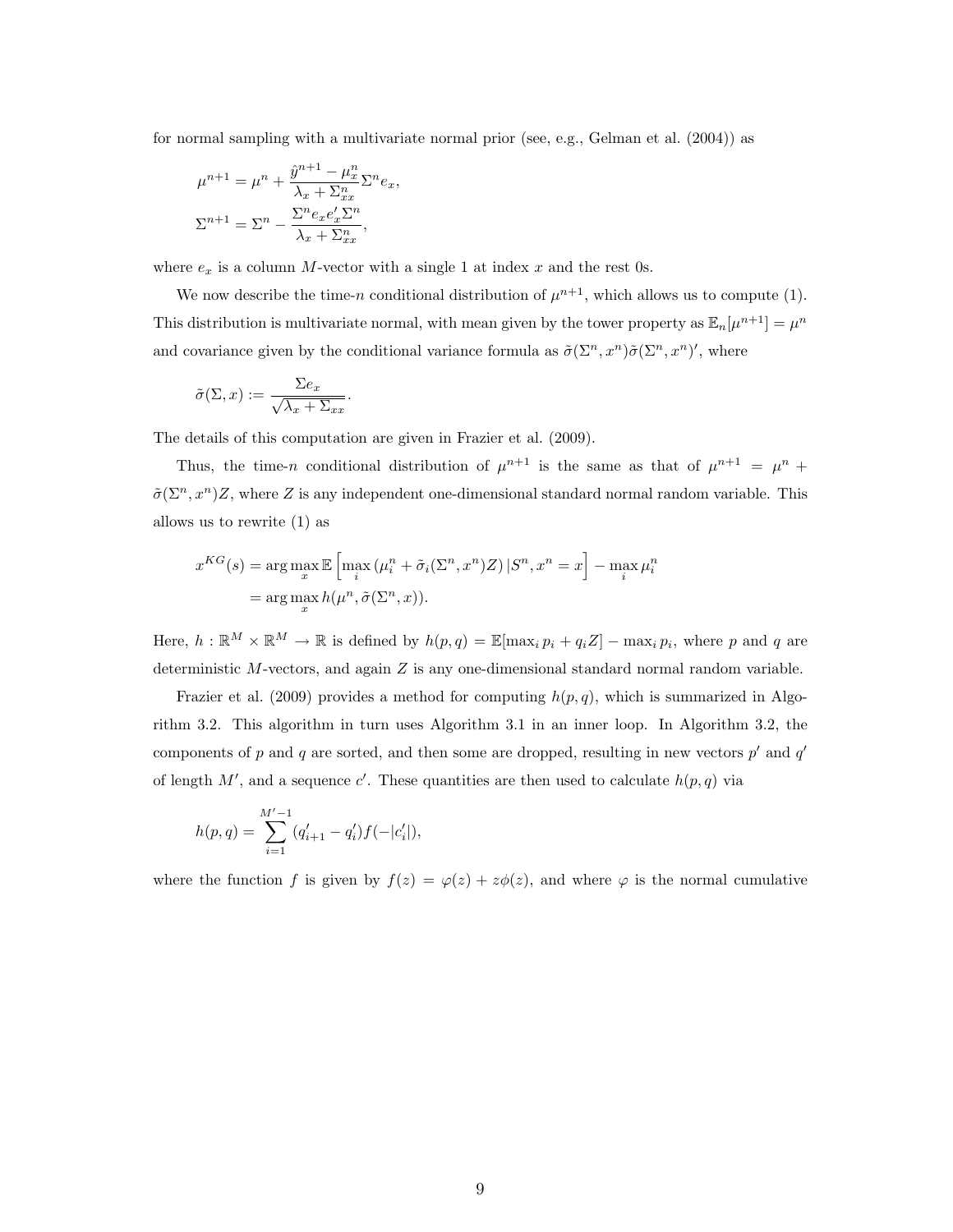for normal sampling with a multivariate normal prior (see, e.g., Gelman et al. (2004)) as

$$\mu^{n+1} = \mu^n + \frac{\hat{y}^{n+1} - \mu^n_x}{\lambda_x + \Sigma^n_{xx}} \Sigma^n e_x,$$
$$\Sigma^{n+1} = \Sigma^n - \frac{\Sigma^n e_x e_x' \Sigma^n}{\lambda_x + \Sigma^n_{xx}},$$

where $e_x$ is a column $M$-vector with a single 1 at index $x$ and the rest 0s.

We now describe the time-$n$ conditional distribution of $\mu^{n+1}$, which allows us to compute (1). This distribution is multivariate normal, with mean given by the tower property as $\mathbb{E}_n[\mu^{n+1}] = \mu^n$ and covariance given by the conditional variance formula as $\tilde{\sigma}(\Sigma^n, x^n)\tilde{\sigma}(\Sigma^n, x^n)'$, where

$$\tilde{\sigma}(\Sigma, x) := \frac{\Sigma e_x}{\sqrt{\lambda_x + \Sigma_{xx}}}.$$

The details of this computation are given in Frazier et al. (2009).

Thus, the time-$n$ conditional distribution of $\mu^{n+1}$ is the same as that of $\mu^{n+1} = \mu^n + \tilde{\sigma}(\Sigma^n, x^n)Z$, where $Z$ is any independent one-dimensional standard normal random variable. This allows us to rewrite (1) as

$$\begin{aligned} x^{KG}(s) &= \arg\max_x \mathbb{E}\left[\max_i \left(\mu^n_i + \tilde{\sigma}_i(\Sigma^n, x^n)Z\right) | S^n, x^n = x\right] - \max_i \mu^n_i \\ &= \arg\max_x h(\mu^n, \tilde{\sigma}(\Sigma^n, x)). \end{aligned}$$

Here, $h : \mathbb{R}^M \times \mathbb{R}^M \to \mathbb{R}$ is defined by $h(p, q) = \mathbb{E}[\max_i p_i + q_i Z] - \max_i p_i$, where $p$ and $q$ are deterministic $M$-vectors, and again $Z$ is any one-dimensional standard normal random variable.

Frazier et al. (2009) provides a method for computing $h(p, q)$, which is summarized in Algorithm 3.2. This algorithm in turn uses Algorithm 3.1 in an inner loop. In Algorithm 3.2, the components of $p$ and $q$ are sorted, and then some are dropped, resulting in new vectors $p'$ and $q'$ of length $M'$, and a sequence $c'$. These quantities are then used to calculate $h(p, q)$ via

$$h(p, q) = \sum_{i=1}^{M'-1} (q'_{i+1} - q'_i) f(-|c'_i|),$$

where the function $f$ is given by $f(z) = \varphi(z) + z\phi(z)$, and where $\varphi$ is the normal cumulative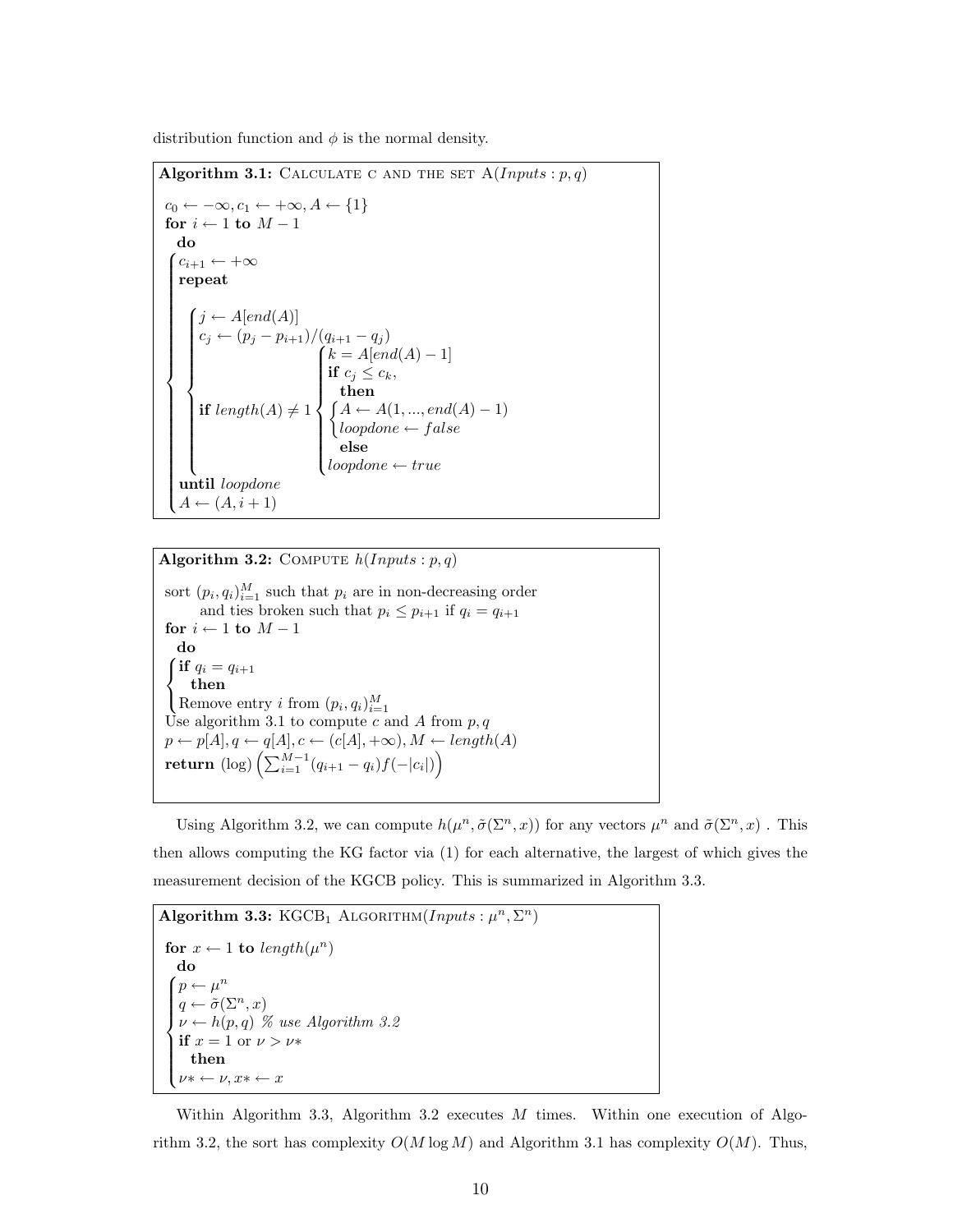distribution function and $\phi$ is the normal density.

**Algorithm 3.1:** CALCULATE C AND THE SET A($Inputs : p, q$)

```
c_0 ← −∞, c_1 ← +∞, A ← {1}
for i ← 1 to M − 1
  do
  { c_{i+1} ← +∞
  { repeat
  {   { j ← A[end(A)]
  {   { c_j ← (p_j − p_{i+1})/(q_{i+1} − q_j)
  {   {                   { k = A[end(A) − 1]
  {   {                   { if c_j ≤ c_k,
  {   {                   {   then
  {   { if length(A) ≠ 1  { { A ← A(1, ..., end(A) − 1)
  {   {                   { { loopdone ← false
  {   {                   {   else
  {   {                   { loopdone ← true
  { until loopdone
  { A ← (A, i + 1)
```

**Algorithm 3.2:** COMPUTE $h$($Inputs : p, q$)

```
sort (p_i, q_i)_{i=1}^M such that p_i are in non-decreasing order
      and ties broken such that p_i ≤ p_{i+1} if q_i = q_{i+1}
for i ← 1 to M − 1
  do
  { if q_i = q_{i+1}
  {   then
  { Remove entry i from (p_i, q_i)_{i=1}^M
Use algorithm 3.1 to compute c and A from p, q
p ← p[A], q ← q[A], c ← (c[A], +∞), M ← length(A)
return (log) ( Σ_{i=1}^{M−1} (q_{i+1} − q_i) f(−|c_i|) )
```

Using Algorithm 3.2, we can compute $h(\mu^n, \tilde{\sigma}(\Sigma^n, x))$ for any vectors $\mu^n$ and $\tilde{\sigma}(\Sigma^n, x)$ . This then allows computing the KG factor via (1) for each alternative, the largest of which gives the measurement decision of the KGCB policy. This is summarized in Algorithm 3.3.

**Algorithm 3.3:** KGCB$_1$ ALGORITHM($Inputs : \mu^n, \Sigma^n$)

```
for x ← 1 to length(μ^n)
  do
  { p ← μ^n
  { q ← σ̃(Σ^n, x)
  { ν ← h(p, q) % use Algorithm 3.2
  { if x = 1 or ν > ν*
  {   then
  { ν* ← ν, x* ← x
```

Within Algorithm 3.3, Algorithm 3.2 executes $M$ times. Within one execution of Algorithm 3.2, the sort has complexity $O(M \log M)$ and Algorithm 3.1 has complexity $O(M)$. Thus,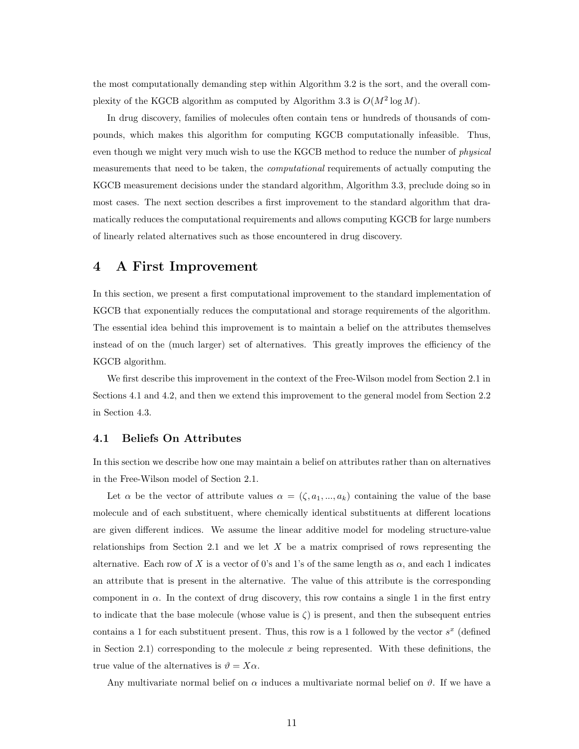the most computationally demanding step within Algorithm 3.2 is the sort, and the overall complexity of the KGCB algorithm as computed by Algorithm 3.3 is $O(M^2 \log M)$.

In drug discovery, families of molecules often contain tens or hundreds of thousands of compounds, which makes this algorithm for computing KGCB computationally infeasible. Thus, even though we might very much wish to use the KGCB method to reduce the number of *physical* measurements that need to be taken, the *computational* requirements of actually computing the KGCB measurement decisions under the standard algorithm, Algorithm 3.3, preclude doing so in most cases. The next section describes a first improvement to the standard algorithm that dramatically reduces the computational requirements and allows computing KGCB for large numbers of linearly related alternatives such as those encountered in drug discovery.

# 4 A First Improvement

In this section, we present a first computational improvement to the standard implementation of KGCB that exponentially reduces the computational and storage requirements of the algorithm. The essential idea behind this improvement is to maintain a belief on the attributes themselves instead of on the (much larger) set of alternatives. This greatly improves the efficiency of the KGCB algorithm.

We first describe this improvement in the context of the Free-Wilson model from Section 2.1 in Sections 4.1 and 4.2, and then we extend this improvement to the general model from Section 2.2 in Section 4.3.

## 4.1 Beliefs On Attributes

In this section we describe how one may maintain a belief on attributes rather than on alternatives in the Free-Wilson model of Section 2.1.

Let $\alpha$ be the vector of attribute values $\alpha = (\zeta, a_1, ..., a_k)$ containing the value of the base molecule and of each substituent, where chemically identical substituents at different locations are given different indices. We assume the linear additive model for modeling structure-value relationships from Section 2.1 and we let $X$ be a matrix comprised of rows representing the alternative. Each row of $X$ is a vector of 0's and 1's of the same length as $\alpha$, and each 1 indicates an attribute that is present in the alternative. The value of this attribute is the corresponding component in $\alpha$. In the context of drug discovery, this row contains a single 1 in the first entry to indicate that the base molecule (whose value is $\zeta$) is present, and then the subsequent entries contains a 1 for each substituent present. Thus, this row is a 1 followed by the vector $s^x$ (defined in Section 2.1) corresponding to the molecule $x$ being represented. With these definitions, the true value of the alternatives is $\vartheta = X\alpha$.

Any multivariate normal belief on $\alpha$ induces a multivariate normal belief on $\vartheta$. If we have a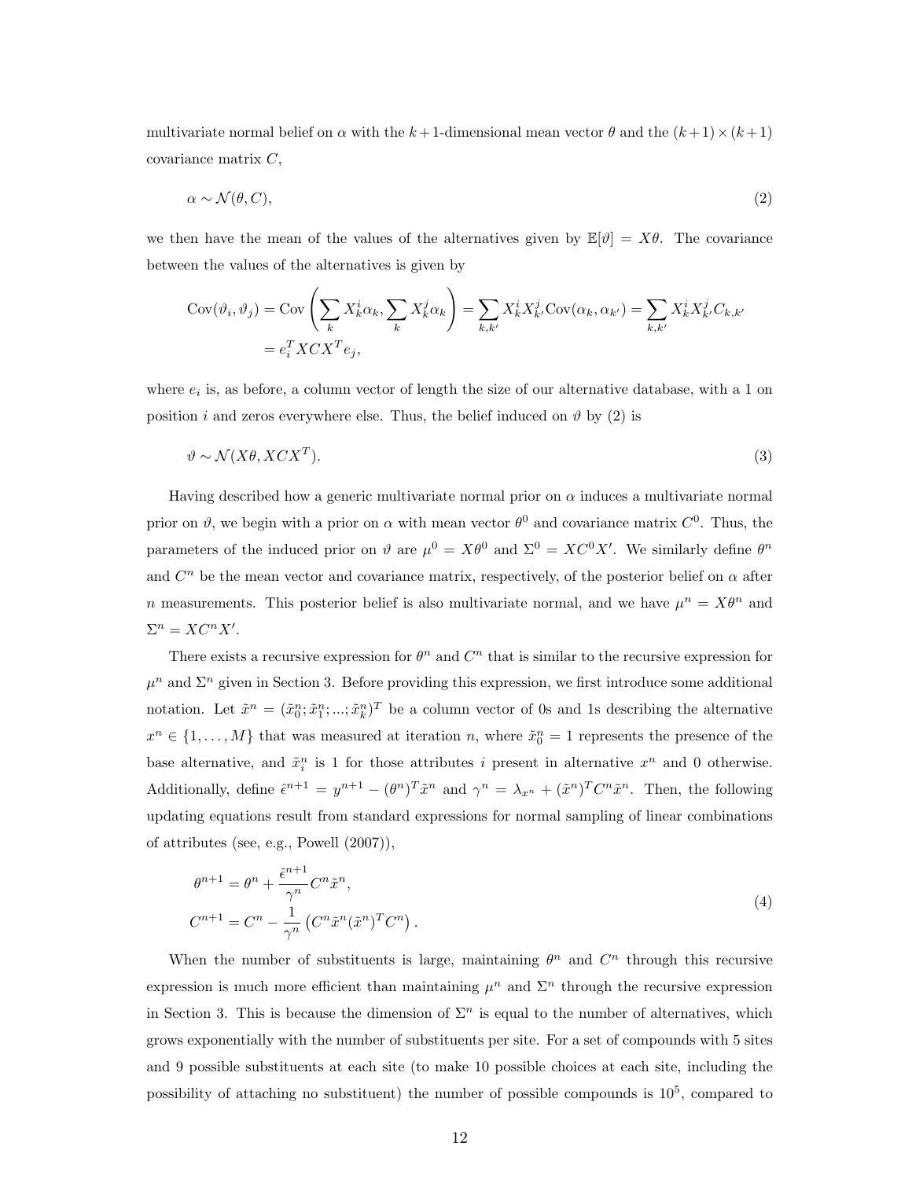multivariate normal belief on $\alpha$ with the $k+1$-dimensional mean vector $\theta$ and the $(k+1) \times (k+1)$ covariance matrix $C$,

$$\alpha \sim \mathcal{N}(\theta, C), \tag{2}$$

we then have the mean of the values of the alternatives given by $\mathbb{E}[\vartheta] = X\theta$. The covariance between the values of the alternatives is given by

$$\begin{aligned}\text{Cov}(\vartheta_i, \vartheta_j) &= \text{Cov}\left(\sum_k X_k^i \alpha_k, \sum_k X_k^j \alpha_k\right) = \sum_{k,k'} X_k^i X_{k'}^j \text{Cov}(\alpha_k, \alpha_{k'}) = \sum_{k,k'} X_k^i X_{k'}^j C_{k,k'} \\ &= e_i^T X C X^T e_j,\end{aligned}$$

where $e_i$ is, as before, a column vector of length the size of our alternative database, with a 1 on position $i$ and zeros everywhere else. Thus, the belief induced on $\vartheta$ by (2) is

$$\vartheta \sim \mathcal{N}(X\theta, XCX^T). \tag{3}$$

Having described how a generic multivariate normal prior on $\alpha$ induces a multivariate normal prior on $\vartheta$, we begin with a prior on $\alpha$ with mean vector $\theta^0$ and covariance matrix $C^0$. Thus, the parameters of the induced prior on $\vartheta$ are $\mu^0 = X\theta^0$ and $\Sigma^0 = XC^0X'$. We similarly define $\theta^n$ and $C^n$ be the mean vector and covariance matrix, respectively, of the posterior belief on $\alpha$ after $n$ measurements. This posterior belief is also multivariate normal, and we have $\mu^n = X\theta^n$ and $\Sigma^n = XC^nX'$.

There exists a recursive expression for $\theta^n$ and $C^n$ that is similar to the recursive expression for $\mu^n$ and $\Sigma^n$ given in Section 3. Before providing this expression, we first introduce some additional notation. Let $\tilde{x}^n = (\tilde{x}_0^n; \tilde{x}_1^n; ...; \tilde{x}_k^n)^T$ be a column vector of 0s and 1s describing the alternative $x^n \in \{1, \ldots, M\}$ that was measured at iteration $n$, where $\tilde{x}_0^n = 1$ represents the presence of the base alternative, and $\tilde{x}_i^n$ is 1 for those attributes $i$ present in alternative $x^n$ and 0 otherwise. Additionally, define $\hat{\epsilon}^{n+1} = y^{n+1} - (\theta^n)^T \tilde{x}^n$ and $\gamma^n = \lambda_{x^n} + (\tilde{x}^n)^T C^n \tilde{x}^n$. Then, the following updating equations result from standard expressions for normal sampling of linear combinations of attributes (see, e.g., Powell (2007)),

$$\begin{aligned}\theta^{n+1} &= \theta^n + \frac{\hat{\epsilon}^{n+1}}{\gamma^n} C^n \tilde{x}^n, \\ C^{n+1} &= C^n - \frac{1}{\gamma^n}\left(C^n \tilde{x}^n (\tilde{x}^n)^T C^n\right).\end{aligned} \tag{4}$$

When the number of substituents is large, maintaining $\theta^n$ and $C^n$ through this recursive expression is much more efficient than maintaining $\mu^n$ and $\Sigma^n$ through the recursive expression in Section 3. This is because the dimension of $\Sigma^n$ is equal to the number of alternatives, which grows exponentially with the number of substituents per site. For a set of compounds with 5 sites and 9 possible substituents at each site (to make 10 possible choices at each site, including the possibility of attaching no substituent) the number of possible compounds is $10^5$, compared to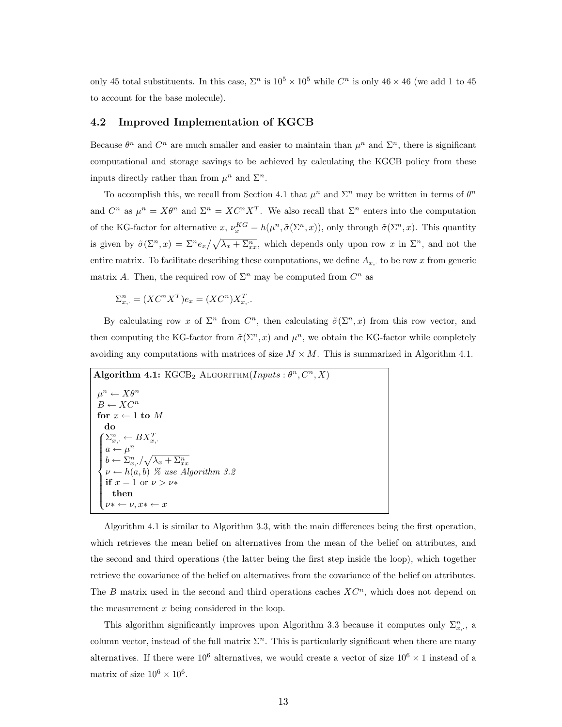only 45 total substituents. In this case, $\Sigma^n$ is $10^5 \times 10^5$ while $C^n$ is only $46 \times 46$ (we add 1 to 45 to account for the base molecule).

## 4.2 Improved Implementation of KGCB

Because $\theta^n$ and $C^n$ are much smaller and easier to maintain than $\mu^n$ and $\Sigma^n$, there is significant computational and storage savings to be achieved by calculating the KGCB policy from these inputs directly rather than from $\mu^n$ and $\Sigma^n$.

To accomplish this, we recall from Section 4.1 that $\mu^n$ and $\Sigma^n$ may be written in terms of $\theta^n$ and $C^n$ as $\mu^n = X\theta^n$ and $\Sigma^n = XC^nX^T$. We also recall that $\Sigma^n$ enters into the computation of the KG-factor for alternative $x$, $\nu_x^{KG} = h(\mu^n, \tilde{\sigma}(\Sigma^n, x))$, only through $\tilde{\sigma}(\Sigma^n, x)$. This quantity is given by $\tilde{\sigma}(\Sigma^n, x) = \Sigma^n e_x / \sqrt{\lambda_x + \Sigma_{xx}^n}$, which depends only upon row $x$ in $\Sigma^n$, and not the entire matrix. To facilitate describing these computations, we define $A_{x,\cdot}$ to be row $x$ from generic matrix $A$. Then, the required row of $\Sigma^n$ may be computed from $C^n$ as

$$\Sigma_{x,\cdot}^n = (XC^nX^T)e_x = (XC^n)X_{x,\cdot}^T.$$

By calculating row $x$ of $\Sigma^n$ from $C^n$, then calculating $\tilde{\sigma}(\Sigma^n, x)$ from this row vector, and then computing the KG-factor from $\tilde{\sigma}(\Sigma^n, x)$ and $\mu^n$, we obtain the KG-factor while completely avoiding any computations with matrices of size $M \times M$. This is summarized in Algorithm 4.1.

**Algorithm 4.1:** $\text{KGCB}_2$ ALGORITHM($Inputs: \theta^n, C^n, X$)

```
μ^n ← Xθ^n
B ← XC^n
for x ← 1 to M
  do
    Σ^n_{x,·} ← B X^T_{x,·}
    a ← μ^n
    b ← Σ^n_{x,·} / sqrt(λ_x + Σ^n_{xx})
    ν ← h(a, b)  % use Algorithm 3.2
    if x = 1 or ν > ν*
      then
        ν* ← ν, x* ← x
```

Algorithm 4.1 is similar to Algorithm 3.3, with the main differences being the first operation, which retrieves the mean belief on alternatives from the mean of the belief on attributes, and the second and third operations (the latter being the first step inside the loop), which together retrieve the covariance of the belief on alternatives from the covariance of the belief on attributes. The $B$ matrix used in the second and third operations caches $XC^n$, which does not depend on the measurement $x$ being considered in the loop.

This algorithm significantly improves upon Algorithm 3.3 because it computes only $\Sigma_{x,\cdot}^n$, a column vector, instead of the full matrix $\Sigma^n$. This is particularly significant when there are many alternatives. If there were $10^6$ alternatives, we would create a vector of size $10^6 \times 1$ instead of a matrix of size $10^6 \times 10^6$.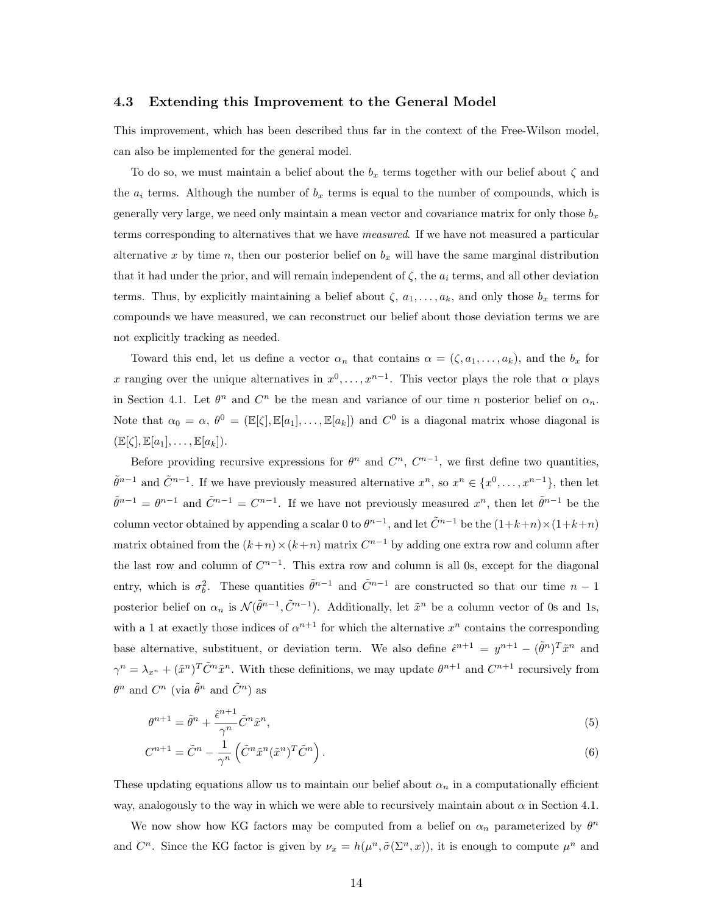### 4.3 Extending this Improvement to the General Model

This improvement, which has been described thus far in the context of the Free-Wilson model, can also be implemented for the general model.

To do so, we must maintain a belief about the $b_x$ terms together with our belief about $\zeta$ and the $a_i$ terms. Although the number of $b_x$ terms is equal to the number of compounds, which is generally very large, we need only maintain a mean vector and covariance matrix for only those $b_x$ terms corresponding to alternatives that we have *measured*. If we have not measured a particular alternative $x$ by time $n$, then our posterior belief on $b_x$ will have the same marginal distribution that it had under the prior, and will remain independent of $\zeta$, the $a_i$ terms, and all other deviation terms. Thus, by explicitly maintaining a belief about $\zeta$, $a_1, \ldots, a_k$, and only those $b_x$ terms for compounds we have measured, we can reconstruct our belief about those deviation terms we are not explicitly tracking as needed.

Toward this end, let us define a vector $\alpha_n$ that contains $\alpha = (\zeta, a_1, \ldots, a_k)$, and the $b_x$ for $x$ ranging over the unique alternatives in $x^0, \ldots, x^{n-1}$. This vector plays the role that $\alpha$ plays in Section 4.1. Let $\theta^n$ and $C^n$ be the mean and variance of our time $n$ posterior belief on $\alpha_n$. Note that $\alpha_0 = \alpha$, $\theta^0 = (\mathbb{E}[\zeta], \mathbb{E}[a_1], \ldots, \mathbb{E}[a_k])$ and $C^0$ is a diagonal matrix whose diagonal is $(\mathbb{E}[\zeta], \mathbb{E}[a_1], \ldots, \mathbb{E}[a_k])$.

Before providing recursive expressions for $\theta^n$ and $C^n$, $C^{n-1}$, we first define two quantities, $\tilde{\theta}^{n-1}$ and $\tilde{C}^{n-1}$. If we have previously measured alternative $x^n$, so $x^n \in \{x^0, \ldots, x^{n-1}\}$, then let $\tilde{\theta}^{n-1} = \theta^{n-1}$ and $\tilde{C}^{n-1} = C^{n-1}$. If we have not previously measured $x^n$, then let $\tilde{\theta}^{n-1}$ be the column vector obtained by appending a scalar 0 to $\theta^{n-1}$, and let $\tilde{C}^{n-1}$ be the $(1+k+n)\times(1+k+n)$ matrix obtained from the $(k+n)\times(k+n)$ matrix $C^{n-1}$ by adding one extra row and column after the last row and column of $C^{n-1}$. This extra row and column is all 0s, except for the diagonal entry, which is $\sigma_b^2$. These quantities $\tilde{\theta}^{n-1}$ and $\tilde{C}^{n-1}$ are constructed so that our time $n-1$ posterior belief on $\alpha_n$ is $\mathcal{N}(\tilde{\theta}^{n-1}, \tilde{C}^{n-1})$. Additionally, let $\tilde{x}^n$ be a column vector of 0s and 1s, with a 1 at exactly those indices of $\alpha^{n+1}$ for which the alternative $x^n$ contains the corresponding base alternative, substituent, or deviation term. We also define $\hat{\epsilon}^{n+1} = y^{n+1} - (\tilde{\theta}^n)^T \tilde{x}^n$ and $\gamma^n = \lambda_{x^n} + (\tilde{x}^n)^T \tilde{C}^n \tilde{x}^n$. With these definitions, we may update $\theta^{n+1}$ and $C^{n+1}$ recursively from $\theta^n$ and $C^n$ (via $\tilde{\theta}^n$ and $\tilde{C}^n$) as

$$\theta^{n+1} = \tilde{\theta}^n + \frac{\hat{\epsilon}^{n+1}}{\gamma^n} \tilde{C}^n \tilde{x}^n, \tag{5}$$

$$C^{n+1} = \tilde{C}^n - \frac{1}{\gamma^n} \left( \tilde{C}^n \tilde{x}^n (\tilde{x}^n)^T \tilde{C}^n \right). \tag{6}$$

These updating equations allow us to maintain our belief about $\alpha_n$ in a computationally efficient way, analogously to the way in which we were able to recursively maintain about $\alpha$ in Section 4.1.

We now show how KG factors may be computed from a belief on $\alpha_n$ parameterized by $\theta^n$ and $C^n$. Since the KG factor is given by $\nu_x = h(\mu^n, \tilde{\sigma}(\Sigma^n, x))$, it is enough to compute $\mu^n$ and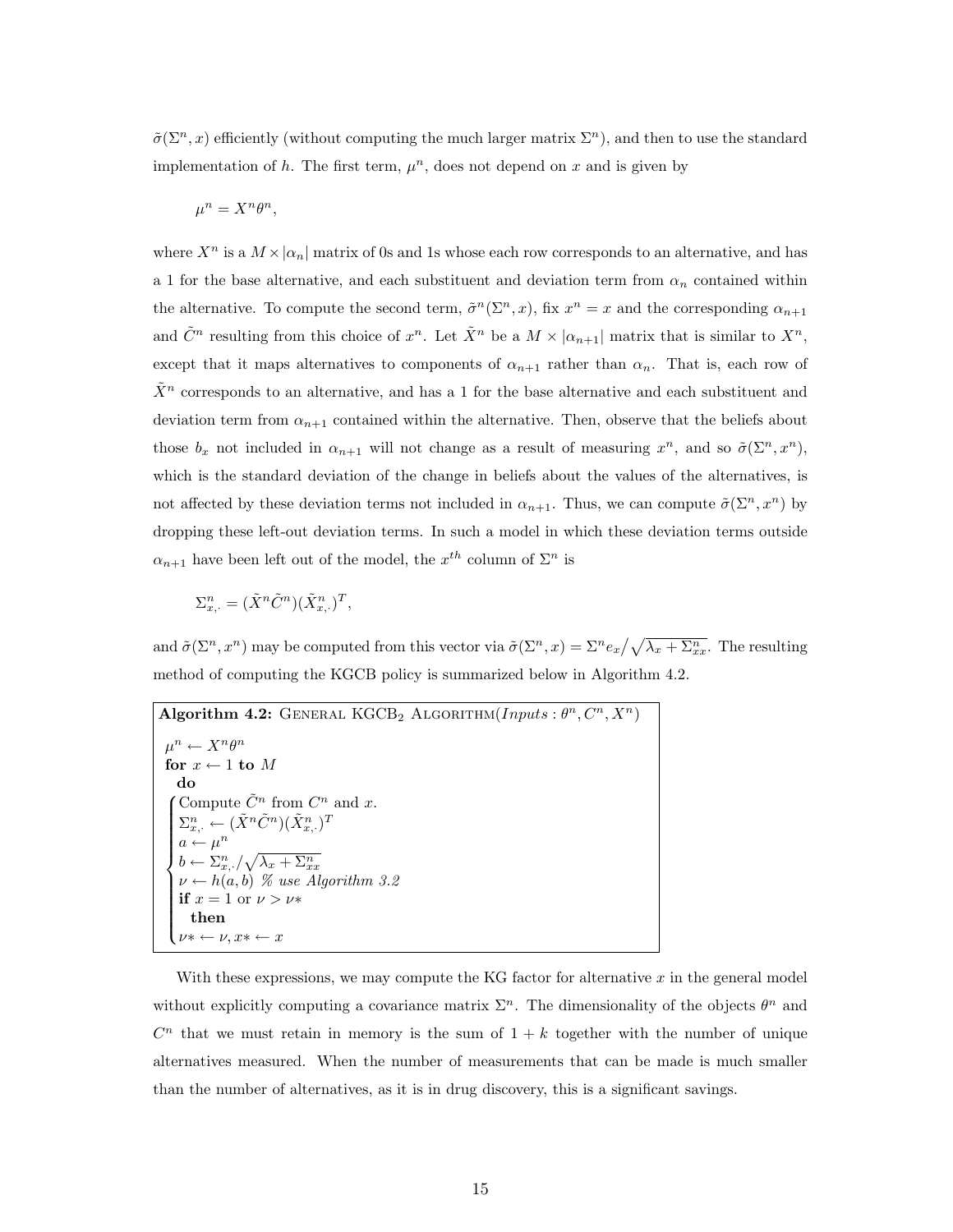$\tilde{\sigma}(\Sigma^n, x)$ efficiently (without computing the much larger matrix $\Sigma^n$), and then to use the standard implementation of $h$. The first term, $\mu^n$, does not depend on $x$ and is given by

$$\mu^n = X^n \theta^n,$$

where $X^n$ is a $M \times |\alpha_n|$ matrix of 0s and 1s whose each row corresponds to an alternative, and has a 1 for the base alternative, and each substituent and deviation term from $\alpha_n$ contained within the alternative. To compute the second term, $\tilde{\sigma}^n(\Sigma^n, x)$, fix $x^n = x$ and the corresponding $\alpha_{n+1}$ and $\tilde{C}^n$ resulting from this choice of $x^n$. Let $\tilde{X}^n$ be a $M \times |\alpha_{n+1}|$ matrix that is similar to $X^n$, except that it maps alternatives to components of $\alpha_{n+1}$ rather than $\alpha_n$. That is, each row of $\tilde{X}^n$ corresponds to an alternative, and has a 1 for the base alternative and each substituent and deviation term from $\alpha_{n+1}$ contained within the alternative. Then, observe that the beliefs about those $b_x$ not included in $\alpha_{n+1}$ will not change as a result of measuring $x^n$, and so $\tilde{\sigma}(\Sigma^n, x^n)$, which is the standard deviation of the change in beliefs about the values of the alternatives, is not affected by these deviation terms not included in $\alpha_{n+1}$. Thus, we can compute $\tilde{\sigma}(\Sigma^n, x^n)$ by dropping these left-out deviation terms. In such a model in which these deviation terms outside $\alpha_{n+1}$ have been left out of the model, the $x^{th}$ column of $\Sigma^n$ is

$$\Sigma^n_{x,\cdot} = (\tilde{X}^n \tilde{C}^n)(\tilde{X}^n_{x,\cdot})^T,$$

and $\tilde{\sigma}(\Sigma^n, x^n)$ may be computed from this vector via $\tilde{\sigma}(\Sigma^n, x) = \Sigma^n e_x \big/ \sqrt{\lambda_x + \Sigma^n_{xx}}$. The resulting method of computing the KGCB policy is summarized below in Algorithm 4.2.

**Algorithm 4.2:** GENERAL KGCB$_2$ ALGORITHM($Inputs: \theta^n, C^n, X^n$)

$\mu^n \leftarrow X^n \theta^n$
**for** $x \leftarrow 1$ **to** $M$
**do**
- Compute $\tilde{C}^n$ from $C^n$ and $x$.
- $\Sigma^n_{x,\cdot} \leftarrow (\tilde{X}^n \tilde{C}^n)(\tilde{X}^n_{x,\cdot})^T$
- $a \leftarrow \mu^n$
- $b \leftarrow \Sigma^n_{x,\cdot} / \sqrt{\lambda_x + \Sigma^n_{xx}}$
- $\nu \leftarrow h(a, b)$ *% use Algorithm 3.2*
- **if** $x = 1$ or $\nu > \nu*$ **then** $\nu* \leftarrow \nu, x* \leftarrow x$

With these expressions, we may compute the KG factor for alternative $x$ in the general model without explicitly computing a covariance matrix $\Sigma^n$. The dimensionality of the objects $\theta^n$ and $C^n$ that we must retain in memory is the sum of $1 + k$ together with the number of unique alternatives measured. When the number of measurements that can be made is much smaller than the number of alternatives, as it is in drug discovery, this is a significant savings.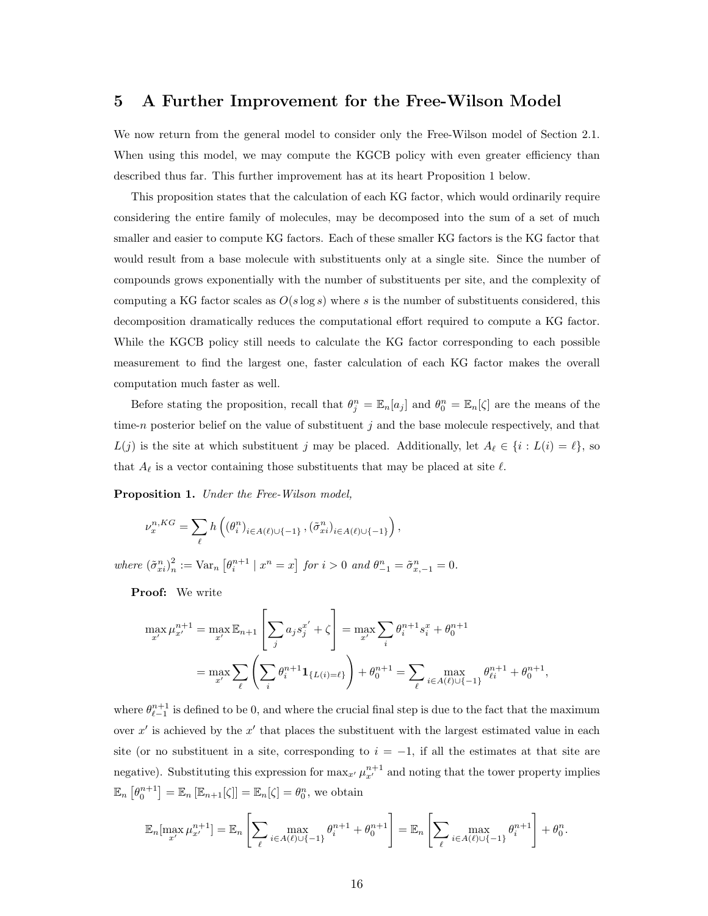## 5 A Further Improvement for the Free-Wilson Model

We now return from the general model to consider only the Free-Wilson model of Section 2.1. When using this model, we may compute the KGCB policy with even greater efficiency than described thus far. This further improvement has at its heart Proposition 1 below.

This proposition states that the calculation of each KG factor, which would ordinarily require considering the entire family of molecules, may be decomposed into the sum of a set of much smaller and easier to compute KG factors. Each of these smaller KG factors is the KG factor that would result from a base molecule with substituents only at a single site. Since the number of compounds grows exponentially with the number of substituents per site, and the complexity of computing a KG factor scales as $O(s \log s)$ where $s$ is the number of substituents considered, this decomposition dramatically reduces the computational effort required to compute a KG factor. While the KGCB policy still needs to calculate the KG factor corresponding to each possible measurement to find the largest one, faster calculation of each KG factor makes the overall computation much faster as well.

Before stating the proposition, recall that $\theta_j^n = \mathbb{E}_n[a_j]$ and $\theta_0^n = \mathbb{E}_n[\zeta]$ are the means of the time-$n$ posterior belief on the value of substituent $j$ and the base molecule respectively, and that $L(j)$ is the site at which substituent $j$ may be placed. Additionally, let $A_\ell \in \{i : L(i) = \ell\}$, so that $A_\ell$ is a vector containing those substituents that may be placed at site $\ell$.

**Proposition 1.** *Under the Free-Wilson model,*

$$\nu_x^{n,KG} = \sum_\ell h\left( (\theta_i^n)_{i \in A(\ell) \cup \{-1\}}, (\tilde{\sigma}_{xi}^n)_{i \in A(\ell) \cup \{-1\}} \right),$$

*where* $(\tilde{\sigma}_{xi}^n)_n^2 := \mathrm{Var}_n\left[\theta_i^{n+1} \mid x^n = x\right]$ *for* $i > 0$ *and* $\theta_{-1}^n = \tilde{\sigma}_{x,-1}^n = 0$.

**Proof:** We write

$$\begin{aligned}
\max_{x'} \mu_{x'}^{n+1} &= \max_{x'} \mathbb{E}_{n+1}\left[\sum_j a_j s_j^{x'} + \zeta\right] = \max_{x'} \sum_i \theta_i^{n+1} s_i^x + \theta_0^{n+1} \\
&= \max_{x'} \sum_\ell \left( \sum_i \theta_i^{n+1} \mathbf{1}_{\{L(i)=\ell\}} \right) + \theta_0^{n+1} = \sum_\ell \max_{i \in A(\ell) \cup \{-1\}} \theta_{\ell i}^{n+1} + \theta_0^{n+1},
\end{aligned}$$

where $\theta_{\ell-1}^{n+1}$ is defined to be 0, and where the crucial final step is due to the fact that the maximum over $x'$ is achieved by the $x'$ that places the substituent with the largest estimated value in each site (or no substituent in a site, corresponding to $i = -1$, if all the estimates at that site are negative). Substituting this expression for $\max_{x'} \mu_{x'}^{n+1}$ and noting that the tower property implies $\mathbb{E}_n\left[\theta_0^{n+1}\right] = \mathbb{E}_n\left[\mathbb{E}_{n+1}[\zeta]\right] = \mathbb{E}_n[\zeta] = \theta_0^n$, we obtain

$$\mathbb{E}_n[\max_{x'} \mu_{x'}^{n+1}] = \mathbb{E}_n\left[\sum_\ell \max_{i \in A(\ell) \cup \{-1\}} \theta_i^{n+1} + \theta_0^{n+1}\right] = \mathbb{E}_n\left[\sum_\ell \max_{i \in A(\ell) \cup \{-1\}} \theta_i^{n+1}\right] + \theta_0^n.$$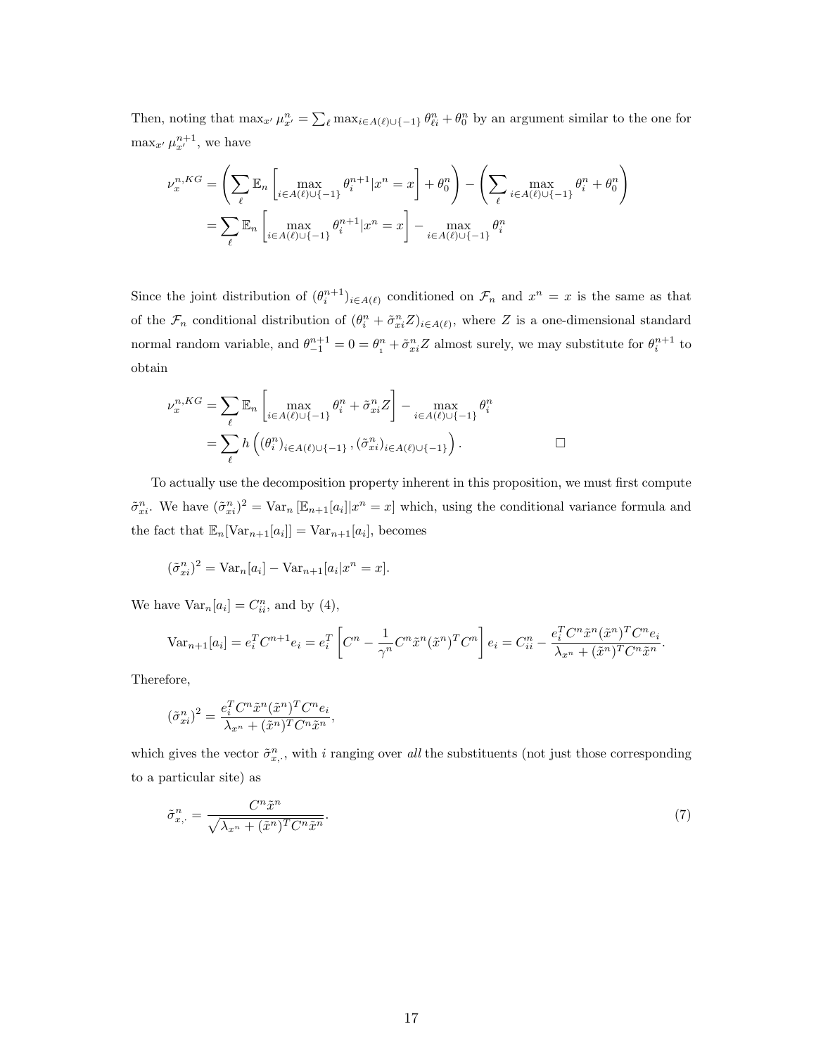Then, noting that $\max_{x'} \mu^n_{x'} = \sum_\ell \max_{i \in A(\ell)\cup\{-1\}} \theta^n_{\ell i} + \theta^n_0$ by an argument similar to the one for $\max_{x'} \mu^{n+1}_{x'}$, we have

$$\begin{aligned}
\nu^{n,KG}_x &= \left( \sum_\ell \mathbb{E}_n \left[ \max_{i \in A(\ell)\cup\{-1\}} \theta^{n+1}_i | x^n = x \right] + \theta^n_0 \right) - \left( \sum_\ell \max_{i \in A(\ell)\cup\{-1\}} \theta^n_i + \theta^n_0 \right) \\
&= \sum_\ell \mathbb{E}_n \left[ \max_{i \in A(\ell)\cup\{-1\}} \theta^{n+1}_i | x^n = x \right] - \max_{i \in A(\ell)\cup\{-1\}} \theta^n_i
\end{aligned}$$

Since the joint distribution of $(\theta^{n+1}_i)_{i \in A(\ell)}$ conditioned on $\mathcal{F}_n$ and $x^n = x$ is the same as that of the $\mathcal{F}_n$ conditional distribution of $(\theta^n_i + \tilde{\sigma}^n_{xi} Z)_{i \in A(\ell)}$, where $Z$ is a one-dimensional standard normal random variable, and $\theta^{n+1}_{-1} = 0 = \theta^n_{_1} + \tilde{\sigma}^n_{xi} Z$ almost surely, we may substitute for $\theta^{n+1}_i$ to obtain

$$\begin{aligned}
\nu^{n,KG}_x &= \sum_\ell \mathbb{E}_n \left[ \max_{i \in A(\ell)\cup\{-1\}} \theta^n_i + \tilde{\sigma}^n_{xi} Z \right] - \max_{i \in A(\ell)\cup\{-1\}} \theta^n_i \\
&= \sum_\ell h\left( (\theta^n_i)_{i \in A(\ell)\cup\{-1\}}, (\tilde{\sigma}^n_{xi})_{i \in A(\ell)\cup\{-1\}} \right). \qquad \square
\end{aligned}$$

To actually use the decomposition property inherent in this proposition, we must first compute $\tilde{\sigma}^n_{xi}$. We have $(\tilde{\sigma}^n_{xi})^2 = \mathrm{Var}_n[\mathbb{E}_{n+1}[a_i] | x^n = x]$ which, using the conditional variance formula and the fact that $\mathbb{E}_n[\mathrm{Var}_{n+1}[a_i]] = \mathrm{Var}_{n+1}[a_i]$, becomes

$$(\tilde{\sigma}^n_{xi})^2 = \mathrm{Var}_n[a_i] - \mathrm{Var}_{n+1}[a_i | x^n = x].$$

We have $\mathrm{Var}_n[a_i] = C^n_{ii}$, and by (4),

$$\mathrm{Var}_{n+1}[a_i] = e_i^T C^{n+1} e_i = e_i^T \left[ C^n - \frac{1}{\gamma^n} C^n \tilde{x}^n (\tilde{x}^n)^T C^n \right] e_i = C^n_{ii} - \frac{e_i^T C^n \tilde{x}^n (\tilde{x}^n)^T C^n e_i}{\lambda_{x^n} + (\tilde{x}^n)^T C^n \tilde{x}^n}.$$

Therefore,

$$(\tilde{\sigma}^n_{xi})^2 = \frac{e_i^T C^n \tilde{x}^n (\tilde{x}^n)^T C^n e_i}{\lambda_{x^n} + (\tilde{x}^n)^T C^n \tilde{x}^n},$$

which gives the vector $\tilde{\sigma}^n_{x,\cdot}$, with $i$ ranging over *all* the substituents (not just those corresponding to a particular site) as

$$\tilde{\sigma}^n_{x,\cdot} = \frac{C^n \tilde{x}^n}{\sqrt{\lambda_{x^n} + (\tilde{x}^n)^T C^n \tilde{x}^n}}. \tag{7}$$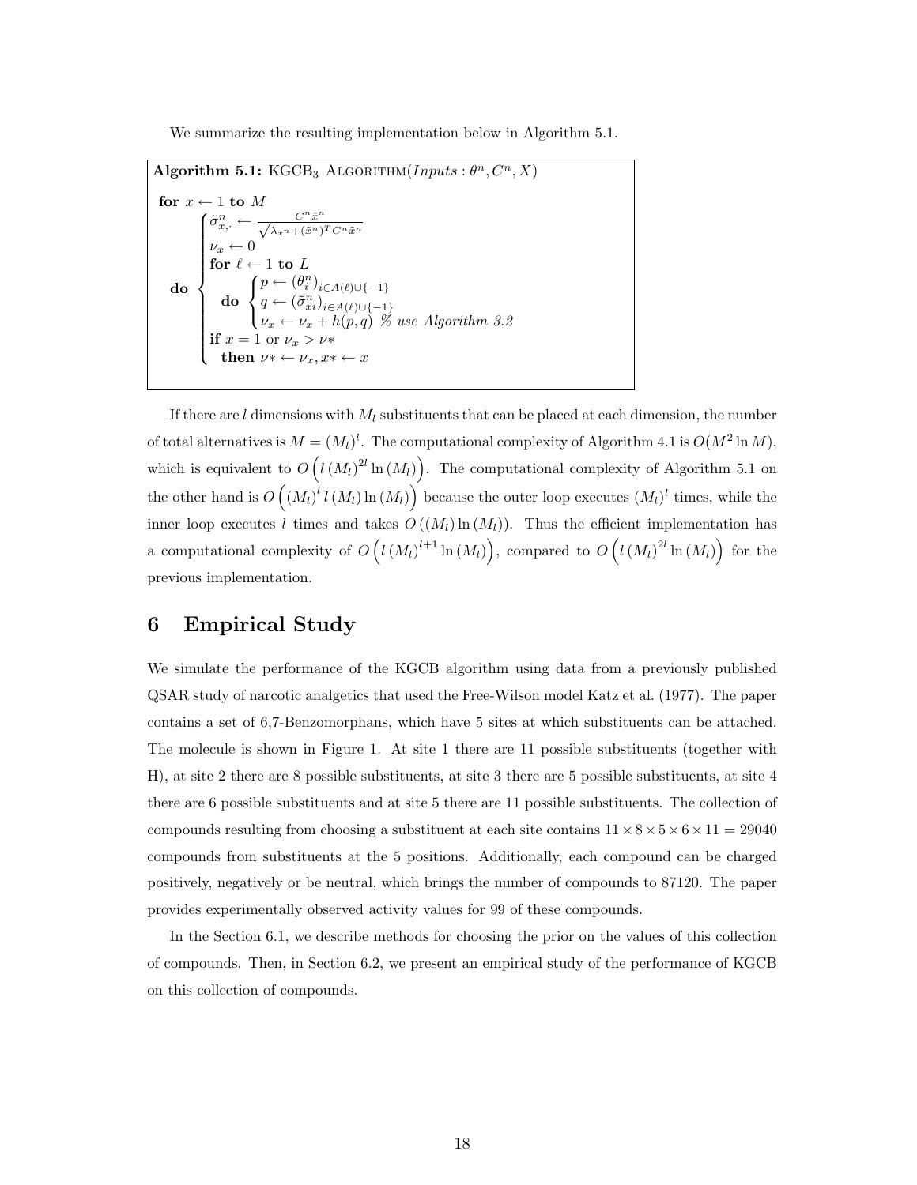We summarize the resulting implementation below in Algorithm 5.1.

**Algorithm 5.1:** KGCB$_3$ ALGORITHM($Inputs: \theta^n, C^n, X$)

$$
\begin{aligned}
&\textbf{for } x \leftarrow 1 \textbf{ to } M \\
&\textbf{do} \begin{cases}
\tilde{\sigma}^n_{x,\cdot} \leftarrow \frac{C^n \tilde{x}^n}{\sqrt{\lambda_{x^n} + (\tilde{x}^n)^T C^n \tilde{x}^n}} \\
\nu_x \leftarrow 0 \\
\textbf{for } \ell \leftarrow 1 \textbf{ to } L \\
\quad \textbf{do} \begin{cases}
p \leftarrow (\theta^n_i)_{i \in A(\ell) \cup \{-1\}} \\
q \leftarrow (\tilde{\sigma}^n_{xi})_{i \in A(\ell) \cup \{-1\}} \\
\nu_x \leftarrow \nu_x + h(p,q) \text{ \% use Algorithm 3.2}
\end{cases} \\
\textbf{if } x = 1 \text{ or } \nu_x > \nu* \\
\quad \textbf{then } \nu* \leftarrow \nu_x, x* \leftarrow x
\end{cases}
\end{aligned}
$$

If there are $l$ dimensions with $M_l$ substituents that can be placed at each dimension, the number of total alternatives is $M = (M_l)^l$. The computational complexity of Algorithm 4.1 is $O(M^2 \ln M)$, which is equivalent to $O\left(l\,(M_l)^{2l} \ln (M_l)\right)$. The computational complexity of Algorithm 5.1 on the other hand is $O\left((M_l)^l\, l\,(M_l) \ln (M_l)\right)$ because the outer loop executes $(M_l)^l$ times, while the inner loop executes $l$ times and takes $O\left((M_l) \ln (M_l)\right)$. Thus the efficient implementation has a computational complexity of $O\left(l\,(M_l)^{l+1} \ln (M_l)\right)$, compared to $O\left(l\,(M_l)^{2l} \ln (M_l)\right)$ for the previous implementation.

# 6 Empirical Study

We simulate the performance of the KGCB algorithm using data from a previously published QSAR study of narcotic analgetics that used the Free-Wilson model Katz et al. (1977). The paper contains a set of 6,7-Benzomorphans, which have 5 sites at which substituents can be attached. The molecule is shown in Figure 1. At site 1 there are 11 possible substituents (together with H), at site 2 there are 8 possible substituents, at site 3 there are 5 possible substituents, at site 4 there are 6 possible substituents and at site 5 there are 11 possible substituents. The collection of compounds resulting from choosing a substituent at each site contains $11 \times 8 \times 5 \times 6 \times 11 = 29040$ compounds from substituents at the 5 positions. Additionally, each compound can be charged positively, negatively or be neutral, which brings the number of compounds to 87120. The paper provides experimentally observed activity values for 99 of these compounds.

In the Section 6.1, we describe methods for choosing the prior on the values of this collection of compounds. Then, in Section 6.2, we present an empirical study of the performance of KGCB on this collection of compounds.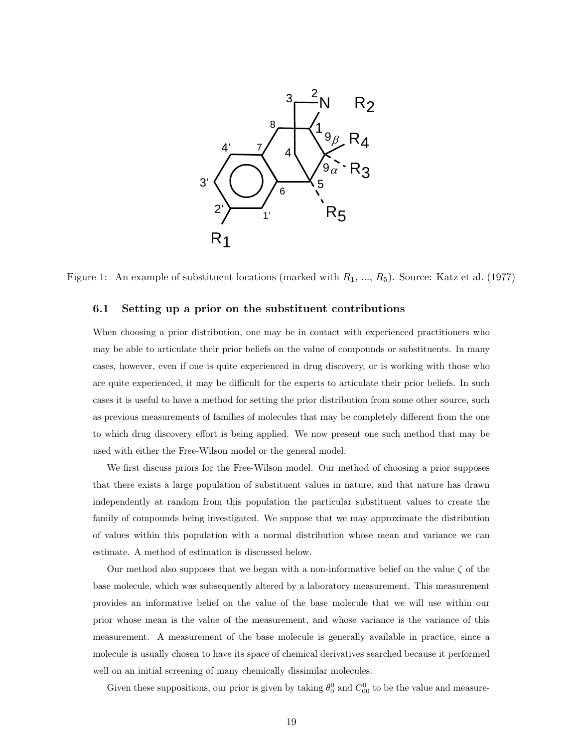Figure 1: An example of substituent locations (marked with $R_1$, ..., $R_5$). Source: Katz et al. (1977)

### 6.1 Setting up a prior on the substituent contributions

When choosing a prior distribution, one may be in contact with experienced practitioners who may be able to articulate their prior beliefs on the value of compounds or substituents. In many cases, however, even if one is quite experienced in drug discovery, or is working with those who are quite experienced, it may be difficult for the experts to articulate their prior beliefs. In such cases it is useful to have a method for setting the prior distribution from some other source, such as previous measurements of families of molecules that may be completely different from the one to which drug discovery effort is being applied. We now present one such method that may be used with either the Free-Wilson model or the general model.

We first discuss priors for the Free-Wilson model. Our method of choosing a prior supposes that there exists a large population of substituent values in nature, and that nature has drawn independently at random from this population the particular substituent values to create the family of compounds being investigated. We suppose that we may approximate the distribution of values within this population with a normal distribution whose mean and variance we can estimate. A method of estimation is discussed below.

Our method also supposes that we began with a non-informative belief on the value $\zeta$ of the base molecule, which was subsequently altered by a laboratory measurement. This measurement provides an informative belief on the value of the base molecule that we will use within our prior whose mean is the value of the measurement, and whose variance is the variance of this measurement. A measurement of the base molecule is generally available in practice, since a molecule is usually chosen to have its space of chemical derivatives searched because it performed well on an initial screening of many chemically dissimilar molecules.

Given these suppositions, our prior is given by taking $\theta_0^0$ and $C_{00}^0$ to be the value and measure-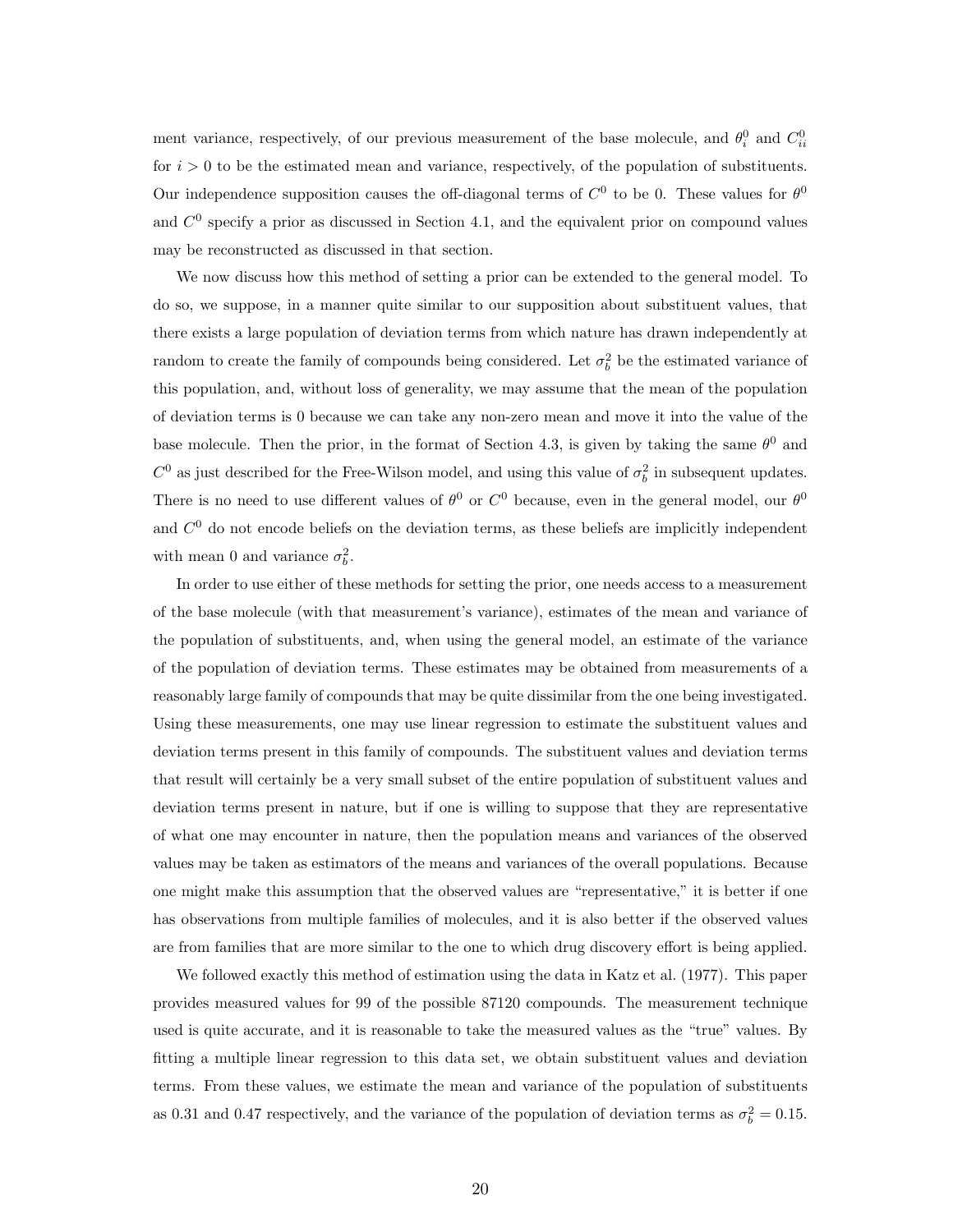ment variance, respectively, of our previous measurement of the base molecule, and $\theta_i^0$ and $C_{ii}^0$ for $i > 0$ to be the estimated mean and variance, respectively, of the population of substituents. Our independence supposition causes the off-diagonal terms of $C^0$ to be 0. These values for $\theta^0$ and $C^0$ specify a prior as discussed in Section 4.1, and the equivalent prior on compound values may be reconstructed as discussed in that section.

We now discuss how this method of setting a prior can be extended to the general model. To do so, we suppose, in a manner quite similar to our supposition about substituent values, that there exists a large population of deviation terms from which nature has drawn independently at random to create the family of compounds being considered. Let $\sigma_b^2$ be the estimated variance of this population, and, without loss of generality, we may assume that the mean of the population of deviation terms is 0 because we can take any non-zero mean and move it into the value of the base molecule. Then the prior, in the format of Section 4.3, is given by taking the same $\theta^0$ and $C^0$ as just described for the Free-Wilson model, and using this value of $\sigma_b^2$ in subsequent updates. There is no need to use different values of $\theta^0$ or $C^0$ because, even in the general model, our $\theta^0$ and $C^0$ do not encode beliefs on the deviation terms, as these beliefs are implicitly independent with mean 0 and variance $\sigma_b^2$.

In order to use either of these methods for setting the prior, one needs access to a measurement of the base molecule (with that measurement's variance), estimates of the mean and variance of the population of substituents, and, when using the general model, an estimate of the variance of the population of deviation terms. These estimates may be obtained from measurements of a reasonably large family of compounds that may be quite dissimilar from the one being investigated. Using these measurements, one may use linear regression to estimate the substituent values and deviation terms present in this family of compounds. The substituent values and deviation terms that result will certainly be a very small subset of the entire population of substituent values and deviation terms present in nature, but if one is willing to suppose that they are representative of what one may encounter in nature, then the population means and variances of the observed values may be taken as estimators of the means and variances of the overall populations. Because one might make this assumption that the observed values are "representative," it is better if one has observations from multiple families of molecules, and it is also better if the observed values are from families that are more similar to the one to which drug discovery effort is being applied.

We followed exactly this method of estimation using the data in Katz et al. (1977). This paper provides measured values for 99 of the possible 87120 compounds. The measurement technique used is quite accurate, and it is reasonable to take the measured values as the "true" values. By fitting a multiple linear regression to this data set, we obtain substituent values and deviation terms. From these values, we estimate the mean and variance of the population of substituents as 0.31 and 0.47 respectively, and the variance of the population of deviation terms as $\sigma_b^2 = 0.15$.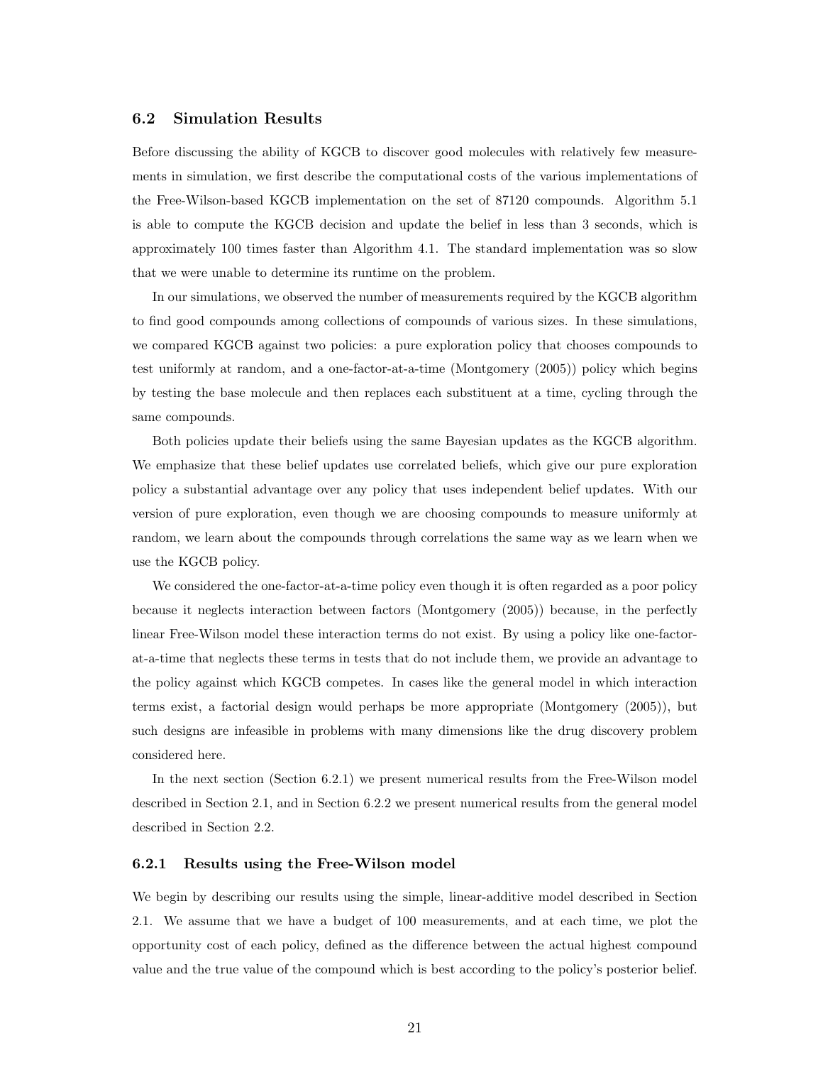## 6.2 Simulation Results

Before discussing the ability of KGCB to discover good molecules with relatively few measurements in simulation, we first describe the computational costs of the various implementations of the Free-Wilson-based KGCB implementation on the set of 87120 compounds. Algorithm 5.1 is able to compute the KGCB decision and update the belief in less than 3 seconds, which is approximately 100 times faster than Algorithm 4.1. The standard implementation was so slow that we were unable to determine its runtime on the problem.

In our simulations, we observed the number of measurements required by the KGCB algorithm to find good compounds among collections of compounds of various sizes. In these simulations, we compared KGCB against two policies: a pure exploration policy that chooses compounds to test uniformly at random, and a one-factor-at-a-time (Montgomery (2005)) policy which begins by testing the base molecule and then replaces each substituent at a time, cycling through the same compounds.

Both policies update their beliefs using the same Bayesian updates as the KGCB algorithm. We emphasize that these belief updates use correlated beliefs, which give our pure exploration policy a substantial advantage over any policy that uses independent belief updates. With our version of pure exploration, even though we are choosing compounds to measure uniformly at random, we learn about the compounds through correlations the same way as we learn when we use the KGCB policy.

We considered the one-factor-at-a-time policy even though it is often regarded as a poor policy because it neglects interaction between factors (Montgomery (2005)) because, in the perfectly linear Free-Wilson model these interaction terms do not exist. By using a policy like one-factor-at-a-time that neglects these terms in tests that do not include them, we provide an advantage to the policy against which KGCB competes. In cases like the general model in which interaction terms exist, a factorial design would perhaps be more appropriate (Montgomery (2005)), but such designs are infeasible in problems with many dimensions like the drug discovery problem considered here.

In the next section (Section 6.2.1) we present numerical results from the Free-Wilson model described in Section 2.1, and in Section 6.2.2 we present numerical results from the general model described in Section 2.2.

### 6.2.1 Results using the Free-Wilson model

We begin by describing our results using the simple, linear-additive model described in Section 2.1. We assume that we have a budget of 100 measurements, and at each time, we plot the opportunity cost of each policy, defined as the difference between the actual highest compound value and the true value of the compound which is best according to the policy's posterior belief.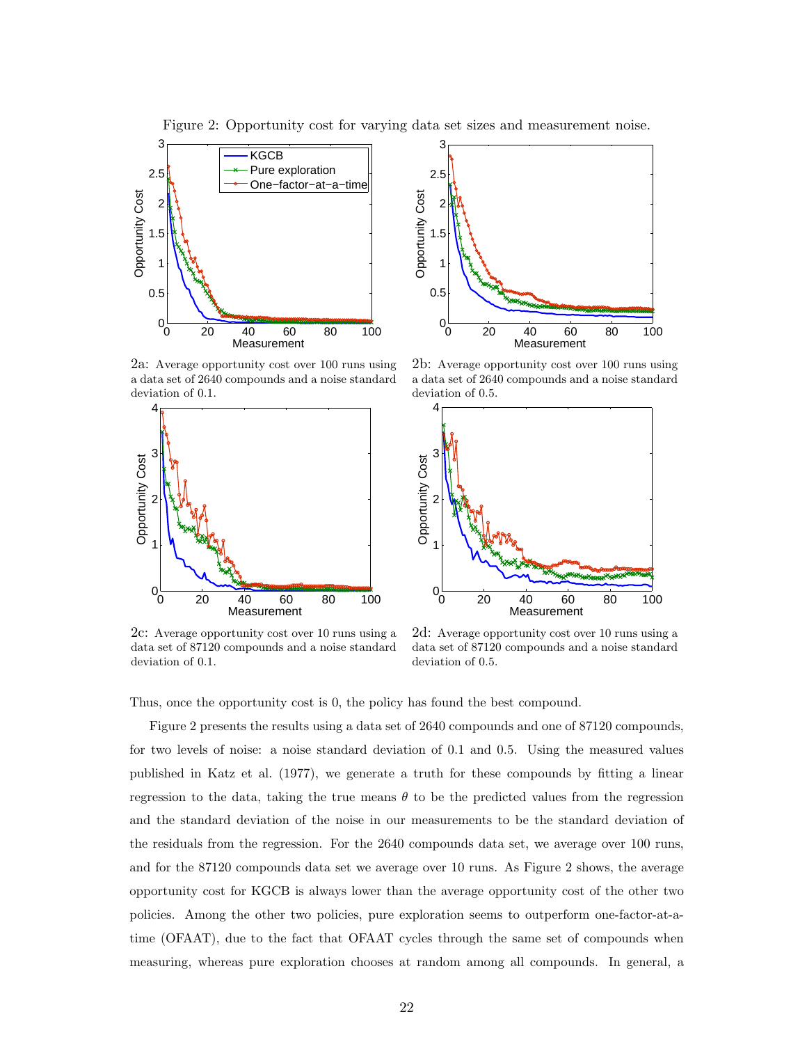Figure 2: Opportunity cost for varying data set sizes and measurement noise.

KGCB
Pure exploration
One−factor−at−a−time

Opportunity Cost
Measurement

2a: Average opportunity cost over 100 runs using a data set of 2640 compounds and a noise standard deviation of 0.1.

2b: Average opportunity cost over 100 runs using a data set of 2640 compounds and a noise standard deviation of 0.5.

2c: Average opportunity cost over 10 runs using a data set of 87120 compounds and a noise standard deviation of 0.1.

2d: Average opportunity cost over 10 runs using a data set of 87120 compounds and a noise standard deviation of 0.5.

Thus, once the opportunity cost is 0, the policy has found the best compound.

Figure 2 presents the results using a data set of 2640 compounds and one of 87120 compounds, for two levels of noise: a noise standard deviation of 0.1 and 0.5. Using the measured values published in Katz et al. (1977), we generate a truth for these compounds by fitting a linear regression to the data, taking the true means $\theta$ to be the predicted values from the regression and the standard deviation of the noise in our measurements to be the standard deviation of the residuals from the regression. For the 2640 compounds data set, we average over 100 runs, and for the 87120 compounds data set we average over 10 runs. As Figure 2 shows, the average opportunity cost for KGCB is always lower than the average opportunity cost of the other two policies. Among the other two policies, pure exploration seems to outperform one-factor-at-a-time (OFAAT), due to the fact that OFAAT cycles through the same set of compounds when measuring, whereas pure exploration chooses at random among all compounds. In general, a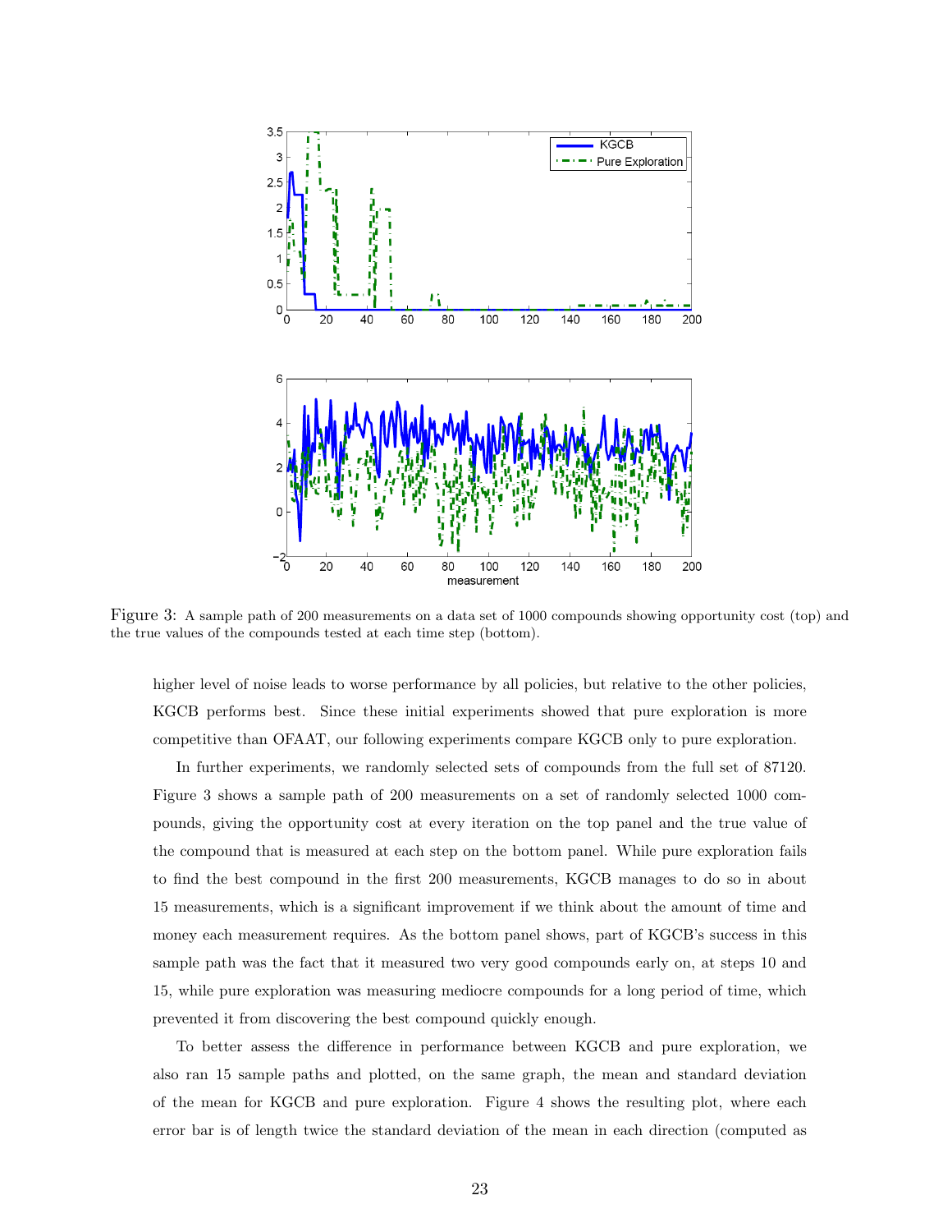3.5
3
2.5
2
1.5
1
0.5
0
0 20 40 60 80 100 120 140 160 180 200

KGCB
Pure Exploration

6
4
2
0
-2
0 20 40 60 80 100 120 140 160 180 200
measurement

Figure 3: A sample path of 200 measurements on a data set of 1000 compounds showing opportunity cost (top) and the true values of the compounds tested at each time step (bottom).

higher level of noise leads to worse performance by all policies, but relative to the other policies, KGCB performs best. Since these initial experiments showed that pure exploration is more competitive than OFAAT, our following experiments compare KGCB only to pure exploration.

In further experiments, we randomly selected sets of compounds from the full set of 87120. Figure 3 shows a sample path of 200 measurements on a set of randomly selected 1000 compounds, giving the opportunity cost at every iteration on the top panel and the true value of the compound that is measured at each step on the bottom panel. While pure exploration fails to find the best compound in the first 200 measurements, KGCB manages to do so in about 15 measurements, which is a significant improvement if we think about the amount of time and money each measurement requires. As the bottom panel shows, part of KGCB's success in this sample path was the fact that it measured two very good compounds early on, at steps 10 and 15, while pure exploration was measuring mediocre compounds for a long period of time, which prevented it from discovering the best compound quickly enough.

To better assess the difference in performance between KGCB and pure exploration, we also ran 15 sample paths and plotted, on the same graph, the mean and standard deviation of the mean for KGCB and pure exploration. Figure 4 shows the resulting plot, where each error bar is of length twice the standard deviation of the mean in each direction (computed as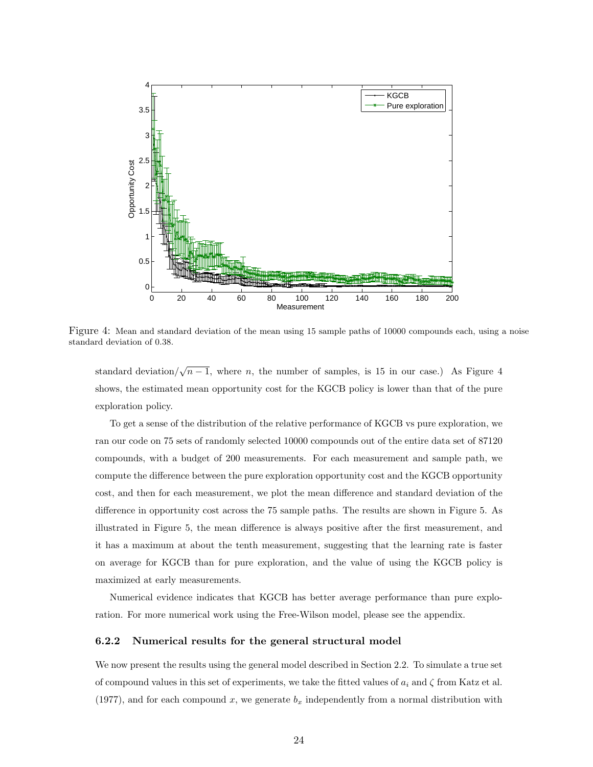4

3.5

3

2.5

2

1.5

1

0.5

0

Opportunity Cost

0 20 40 60 80 100 120 140 160 180 200

Measurement

KGCB

Pure exploration

Figure 4: Mean and standard deviation of the mean using 15 sample paths of 10000 compounds each, using a noise standard deviation of 0.38.

standard deviation/$\sqrt{n-1}$, where $n$, the number of samples, is 15 in our case.) As Figure 4 shows, the estimated mean opportunity cost for the KGCB policy is lower than that of the pure exploration policy.

To get a sense of the distribution of the relative performance of KGCB vs pure exploration, we ran our code on 75 sets of randomly selected 10000 compounds out of the entire data set of 87120 compounds, with a budget of 200 measurements. For each measurement and sample path, we compute the difference between the pure exploration opportunity cost and the KGCB opportunity cost, and then for each measurement, we plot the mean difference and standard deviation of the difference in opportunity cost across the 75 sample paths. The results are shown in Figure 5. As illustrated in Figure 5, the mean difference is always positive after the first measurement, and it has a maximum at about the tenth measurement, suggesting that the learning rate is faster on average for KGCB than for pure exploration, and the value of using the KGCB policy is maximized at early measurements.

Numerical evidence indicates that KGCB has better average performance than pure exploration. For more numerical work using the Free-Wilson model, please see the appendix.

### 6.2.2 Numerical results for the general structural model

We now present the results using the general model described in Section 2.2. To simulate a true set of compound values in this set of experiments, we take the fitted values of $a_i$ and $\zeta$ from Katz et al. (1977), and for each compound $x$, we generate $b_x$ independently from a normal distribution with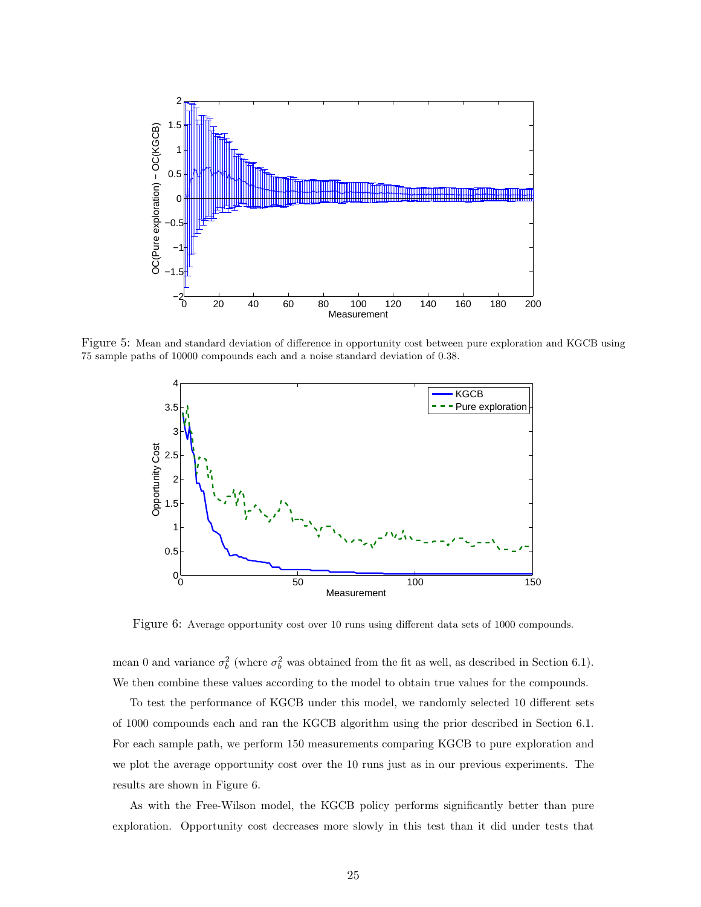OC(Pure exploration) − OC(KGCB)

2
1.5
1
0.5
0
−0.5
−1
−1.5
−2

0 20 40 60 80 100 120 140 160 180 200

Measurement

Figure 5: Mean and standard deviation of difference in opportunity cost between pure exploration and KGCB using 75 sample paths of 10000 compounds each and a noise standard deviation of 0.38.

Opportunity Cost

4
3.5
3
2.5
2
1.5
1
0.5
0

0 50 100 150

Measurement

KGCB
Pure exploration

Figure 6: Average opportunity cost over 10 runs using different data sets of 1000 compounds.

mean 0 and variance $\sigma_b^2$ (where $\sigma_b^2$ was obtained from the fit as well, as described in Section 6.1). We then combine these values according to the model to obtain true values for the compounds.

To test the performance of KGCB under this model, we randomly selected 10 different sets of 1000 compounds each and ran the KGCB algorithm using the prior described in Section 6.1. For each sample path, we perform 150 measurements comparing KGCB to pure exploration and we plot the average opportunity cost over the 10 runs just as in our previous experiments. The results are shown in Figure 6.

As with the Free-Wilson model, the KGCB policy performs significantly better than pure exploration. Opportunity cost decreases more slowly in this test than it did under tests that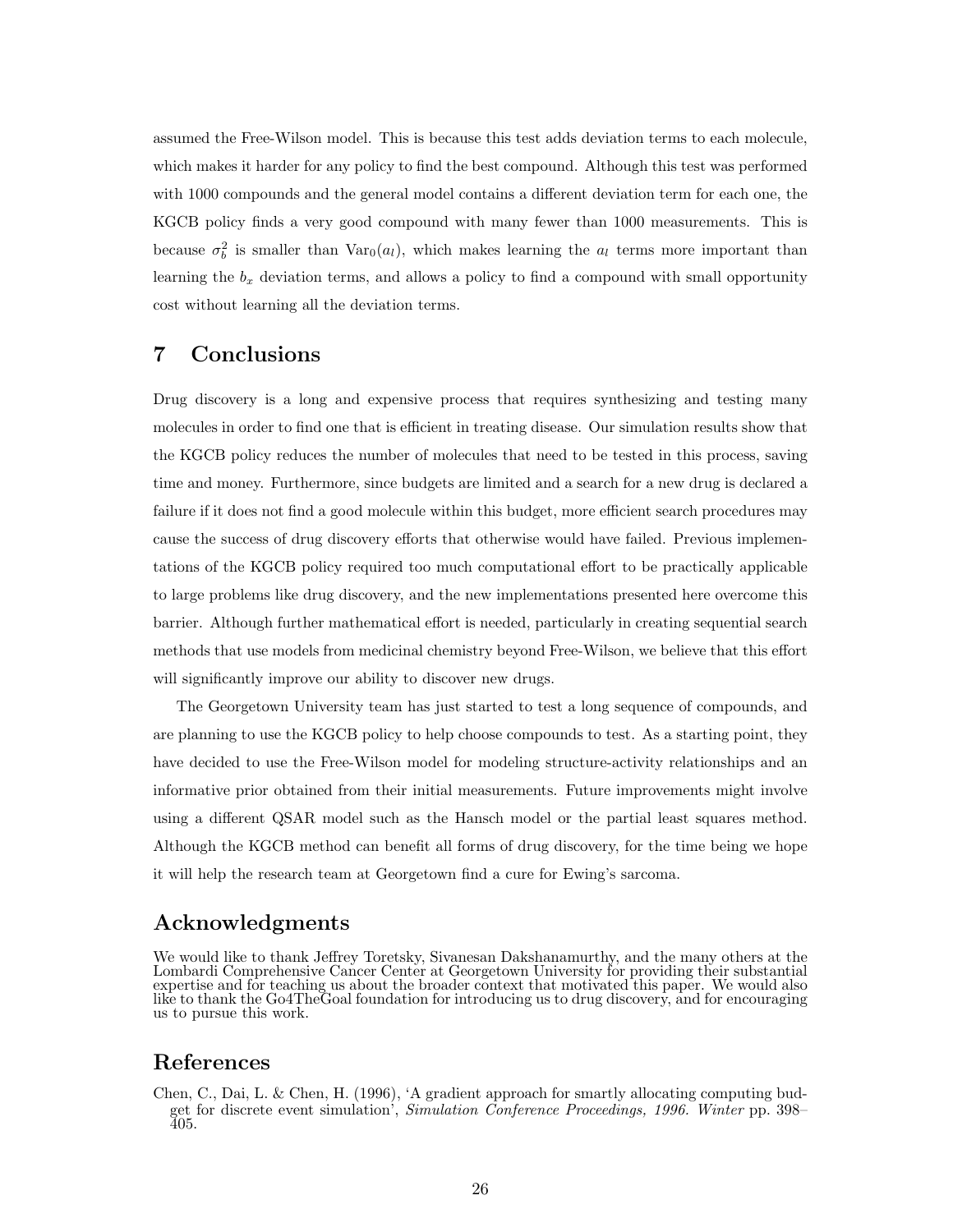assumed the Free-Wilson model. This is because this test adds deviation terms to each molecule, which makes it harder for any policy to find the best compound. Although this test was performed with 1000 compounds and the general model contains a different deviation term for each one, the KGCB policy finds a very good compound with many fewer than 1000 measurements. This is because $\sigma_b^2$ is smaller than $\text{Var}_0(a_l)$, which makes learning the $a_l$ terms more important than learning the $b_x$ deviation terms, and allows a policy to find a compound with small opportunity cost without learning all the deviation terms.

# 7 Conclusions

Drug discovery is a long and expensive process that requires synthesizing and testing many molecules in order to find one that is efficient in treating disease. Our simulation results show that the KGCB policy reduces the number of molecules that need to be tested in this process, saving time and money. Furthermore, since budgets are limited and a search for a new drug is declared a failure if it does not find a good molecule within this budget, more efficient search procedures may cause the success of drug discovery efforts that otherwise would have failed. Previous implementations of the KGCB policy required too much computational effort to be practically applicable to large problems like drug discovery, and the new implementations presented here overcome this barrier. Although further mathematical effort is needed, particularly in creating sequential search methods that use models from medicinal chemistry beyond Free-Wilson, we believe that this effort will significantly improve our ability to discover new drugs.

The Georgetown University team has just started to test a long sequence of compounds, and are planning to use the KGCB policy to help choose compounds to test. As a starting point, they have decided to use the Free-Wilson model for modeling structure-activity relationships and an informative prior obtained from their initial measurements. Future improvements might involve using a different QSAR model such as the Hansch model or the partial least squares method. Although the KGCB method can benefit all forms of drug discovery, for the time being we hope it will help the research team at Georgetown find a cure for Ewing's sarcoma.

# Acknowledgments

We would like to thank Jeffrey Toretsky, Sivanesan Dakshanamurthy, and the many others at the Lombardi Comprehensive Cancer Center at Georgetown University for providing their substantial expertise and for teaching us about the broader context that motivated this paper. We would also like to thank the Go4TheGoal foundation for introducing us to drug discovery, and for encouraging us to pursue this work.

# References

Chen, C., Dai, L. & Chen, H. (1996), 'A gradient approach for smartly allocating computing budget for discrete event simulation', *Simulation Conference Proceedings, 1996. Winter* pp. 398–405.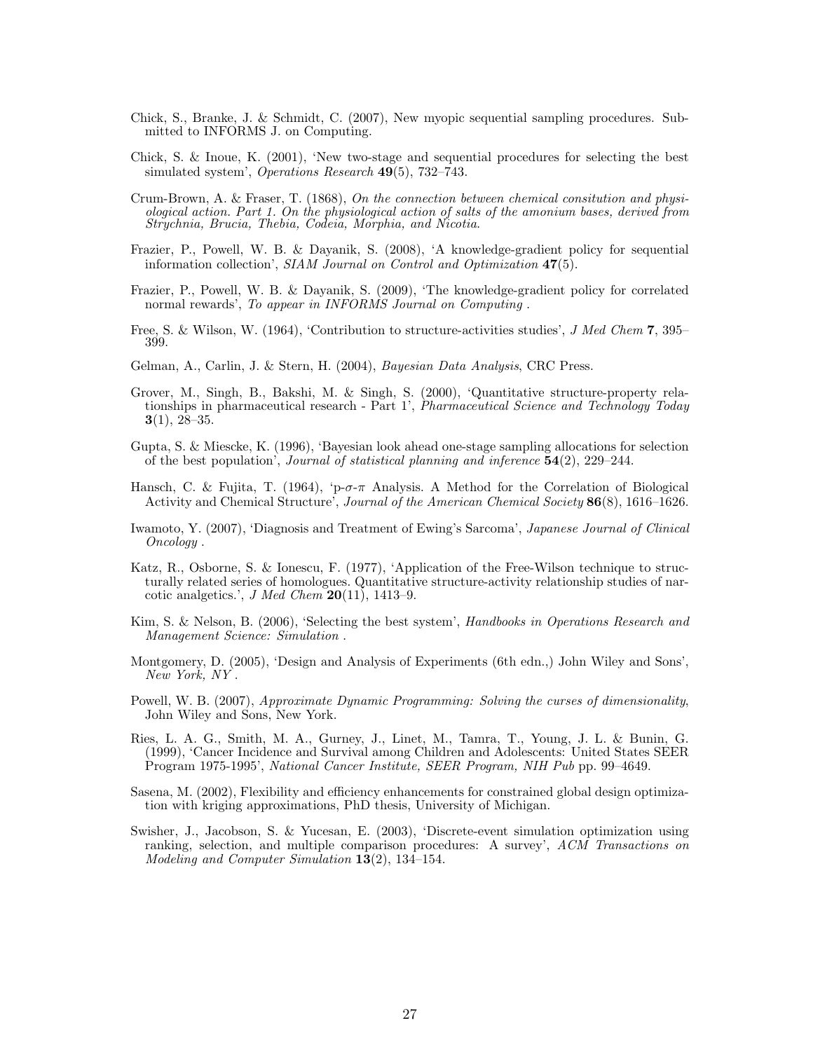Chick, S., Branke, J. & Schmidt, C. (2007), New myopic sequential sampling procedures. Submitted to INFORMS J. on Computing.

Chick, S. & Inoue, K. (2001), 'New two-stage and sequential procedures for selecting the best simulated system', *Operations Research* **49**(5), 732–743.

Crum-Brown, A. & Fraser, T. (1868), *On the connection between chemical consitution and physiological action. Part 1. On the physiological action of salts of the amonium bases, derived from Strychnia, Brucia, Thebia, Codeia, Morphia, and Nicotia*.

Frazier, P., Powell, W. B. & Dayanik, S. (2008), 'A knowledge-gradient policy for sequential information collection', *SIAM Journal on Control and Optimization* **47**(5).

Frazier, P., Powell, W. B. & Dayanik, S. (2009), 'The knowledge-gradient policy for correlated normal rewards', *To appear in INFORMS Journal on Computing* .

Free, S. & Wilson, W. (1964), 'Contribution to structure-activities studies', *J Med Chem* **7**, 395–399.

Gelman, A., Carlin, J. & Stern, H. (2004), *Bayesian Data Analysis*, CRC Press.

Grover, M., Singh, B., Bakshi, M. & Singh, S. (2000), 'Quantitative structure-property relationships in pharmaceutical research - Part 1', *Pharmaceutical Science and Technology Today* **3**(1), 28–35.

Gupta, S. & Miescke, K. (1996), 'Bayesian look ahead one-stage sampling allocations for selection of the best population', *Journal of statistical planning and inference* **54**(2), 229–244.

Hansch, C. & Fujita, T. (1964), 'p-$\sigma$-$\pi$ Analysis. A Method for the Correlation of Biological Activity and Chemical Structure', *Journal of the American Chemical Society* **86**(8), 1616–1626.

Iwamoto, Y. (2007), 'Diagnosis and Treatment of Ewing's Sarcoma', *Japanese Journal of Clinical Oncology* .

Katz, R., Osborne, S. & Ionescu, F. (1977), 'Application of the Free-Wilson technique to structurally related series of homologues. Quantitative structure-activity relationship studies of narcotic analgetics.', *J Med Chem* **20**(11), 1413–9.

Kim, S. & Nelson, B. (2006), 'Selecting the best system', *Handbooks in Operations Research and Management Science: Simulation* .

Montgomery, D. (2005), 'Design and Analysis of Experiments (6th edn.,) John Wiley and Sons', *New York, NY* .

Powell, W. B. (2007), *Approximate Dynamic Programming: Solving the curses of dimensionality*, John Wiley and Sons, New York.

Ries, L. A. G., Smith, M. A., Gurney, J., Linet, M., Tamra, T., Young, J. L. & Bunin, G. (1999), 'Cancer Incidence and Survival among Children and Adolescents: United States SEER Program 1975-1995', *National Cancer Institute, SEER Program, NIH Pub* pp. 99–4649.

Sasena, M. (2002), Flexibility and efficiency enhancements for constrained global design optimization with kriging approximations, PhD thesis, University of Michigan.

Swisher, J., Jacobson, S. & Yucesan, E. (2003), 'Discrete-event simulation optimization using ranking, selection, and multiple comparison procedures: A survey', *ACM Transactions on Modeling and Computer Simulation* **13**(2), 134–154.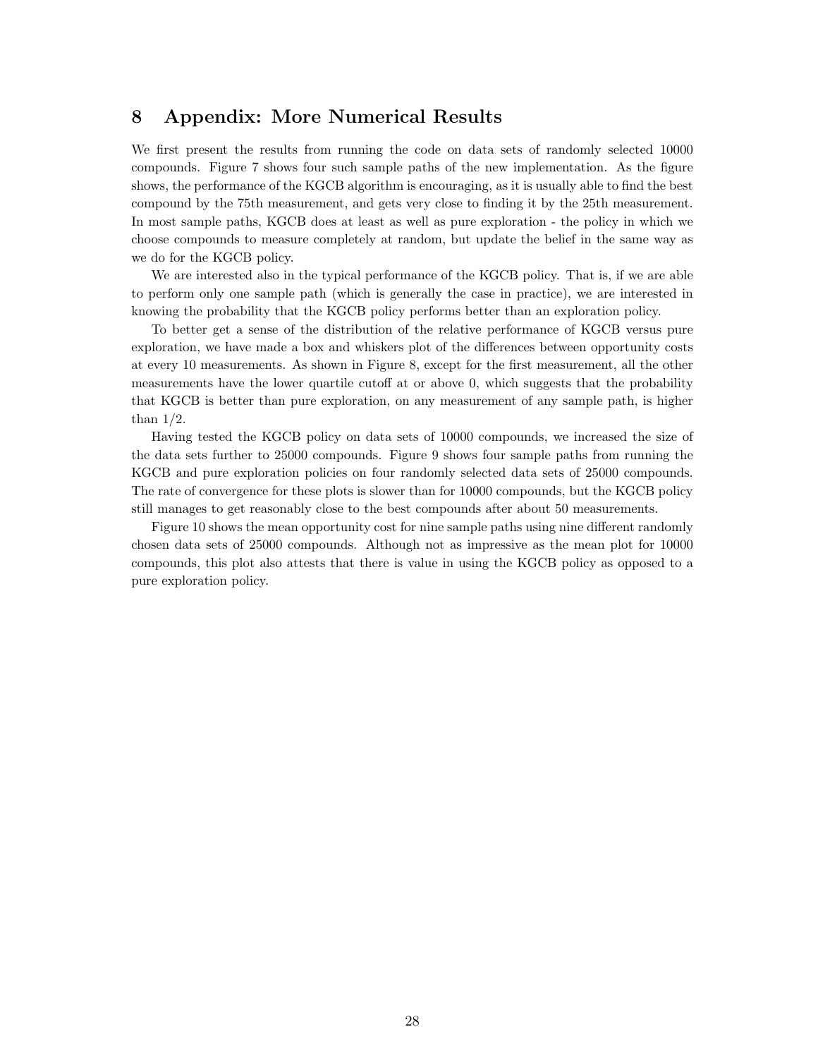# 8 Appendix: More Numerical Results

We first present the results from running the code on data sets of randomly selected 10000 compounds. Figure 7 shows four such sample paths of the new implementation. As the figure shows, the performance of the KGCB algorithm is encouraging, as it is usually able to find the best compound by the 75th measurement, and gets very close to finding it by the 25th measurement. In most sample paths, KGCB does at least as well as pure exploration - the policy in which we choose compounds to measure completely at random, but update the belief in the same way as we do for the KGCB policy.

We are interested also in the typical performance of the KGCB policy. That is, if we are able to perform only one sample path (which is generally the case in practice), we are interested in knowing the probability that the KGCB policy performs better than an exploration policy.

To better get a sense of the distribution of the relative performance of KGCB versus pure exploration, we have made a box and whiskers plot of the differences between opportunity costs at every 10 measurements. As shown in Figure 8, except for the first measurement, all the other measurements have the lower quartile cutoff at or above 0, which suggests that the probability that KGCB is better than pure exploration, on any measurement of any sample path, is higher than 1/2.

Having tested the KGCB policy on data sets of 10000 compounds, we increased the size of the data sets further to 25000 compounds. Figure 9 shows four sample paths from running the KGCB and pure exploration policies on four randomly selected data sets of 25000 compounds. The rate of convergence for these plots is slower than for 10000 compounds, but the KGCB policy still manages to get reasonably close to the best compounds after about 50 measurements.

Figure 10 shows the mean opportunity cost for nine sample paths using nine different randomly chosen data sets of 25000 compounds. Although not as impressive as the mean plot for 10000 compounds, this plot also attests that there is value in using the KGCB policy as opposed to a pure exploration policy.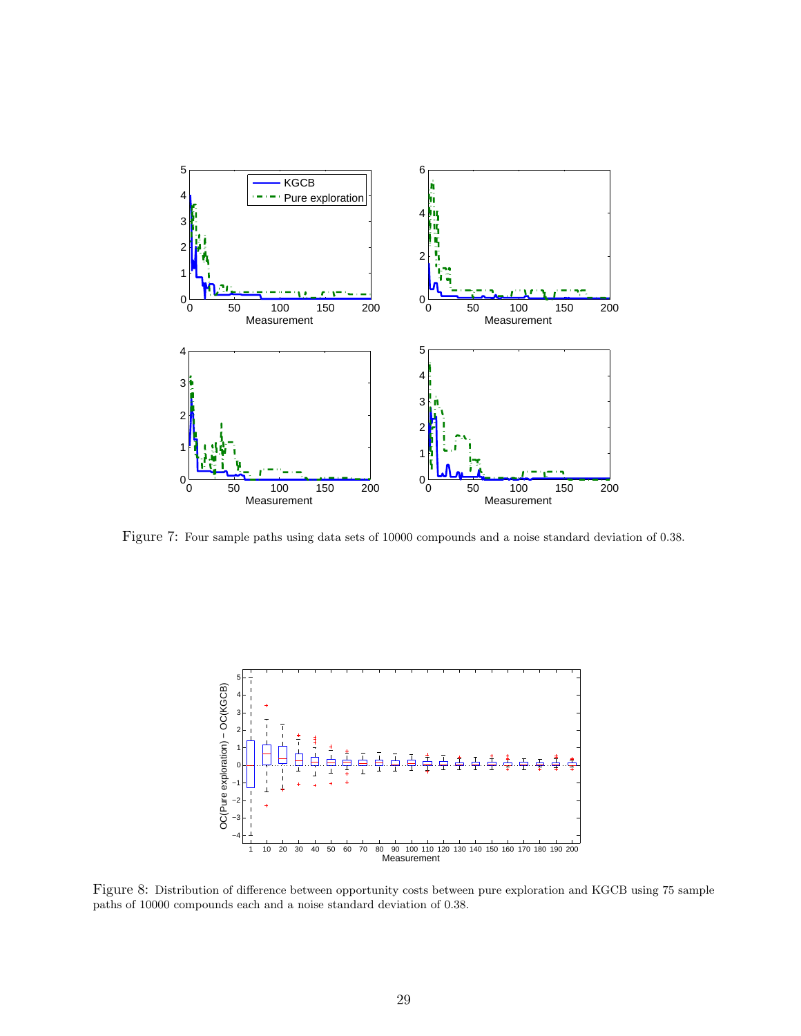KGCB

Pure exploration

5
4
3
2
1
0

0 50 100 150 200

Measurement

6
4
2
0

0 50 100 150 200

Measurement

4
3
2
1
0

0 50 100 150 200

Measurement

5
4
3
2
1
0

0 50 100 150 200

Measurement

Figure 7: Four sample paths using data sets of 10000 compounds and a noise standard deviation of 0.38.

OC(Pure exploration) − OC(KGCB)

5
4
3
2
1
0
−1
−2
−3
−4

1 10 20 30 40 50 60 70 80 90 100 110 120 130 140 150 160 170 180 190 200

Measurement

Figure 8: Distribution of difference between opportunity costs between pure exploration and KGCB using 75 sample paths of 10000 compounds each and a noise standard deviation of 0.38.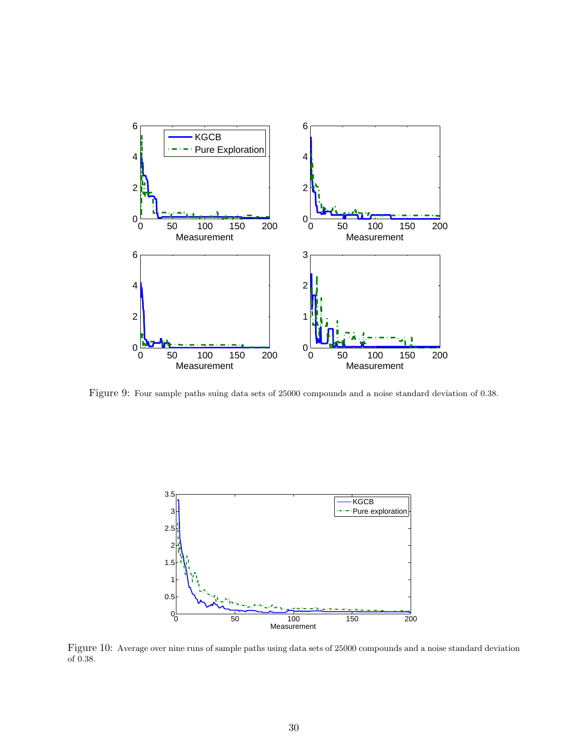6
4
2
0
0 50 100 150 200
Measurement

KGCB
Pure Exploration

6
4
2
0
0 50 100 150 200
Measurement

6
4
2
0
0 50 100 150 200
Measurement

3
2
1
0
0 50 100 150 200
Measurement

Figure 9: Four sample paths suing data sets of 25000 compounds and a noise standard deviation of 0.38.

3.5
3
2.5
2
1.5
1
0.5
0
0 50 100 150 200
Measurement

KGCB
Pure exploration

Figure 10: Average over nine runs of sample paths using data sets of 25000 compounds and a noise standard deviation of 0.38.